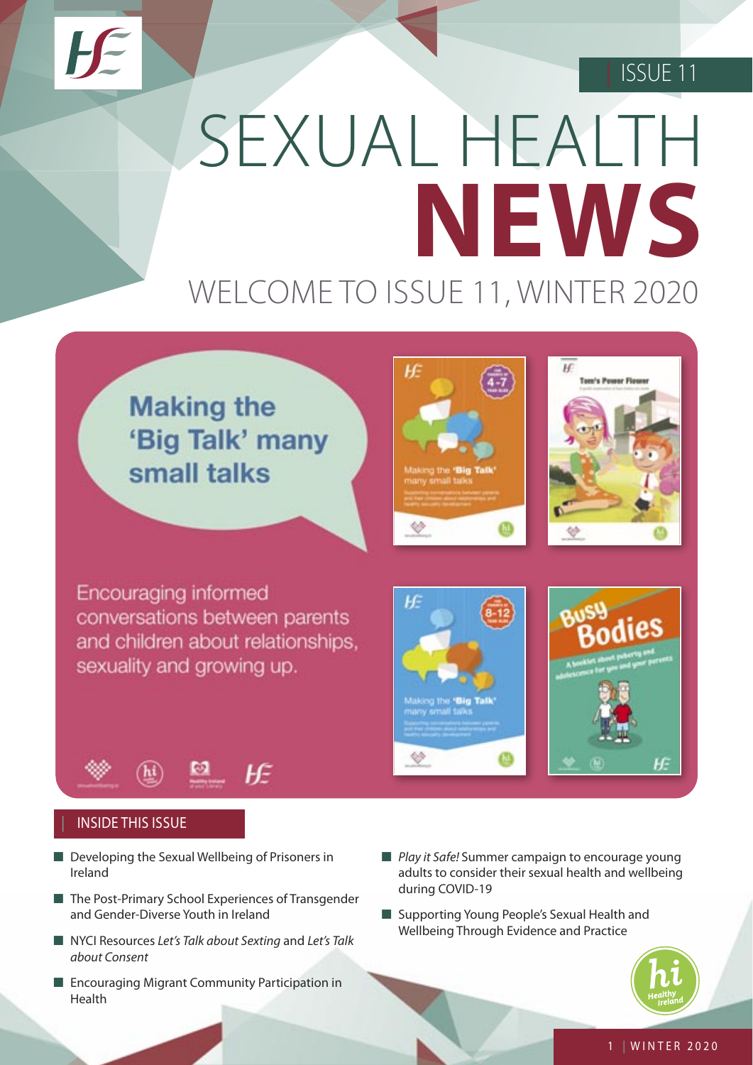ISSUE 11

# SEXUAL HEALTH NEWS

## WELCOME TO ISSUE 11, WINTER 2020

**Making the 'Big Talk' many small talks**

Encouraging informed conversations between parents and children about relationships, sexuality and growing up.

### INSIDE THIS ISSUE

- Developing the Sexual Wellbeing of Prisoners in Ireland
- The Post-Primary School Experiences of Transgender and Gender-Diverse Youth in Ireland
- NYCI Resources *Let's Talk about Sexting* and *Let's Talk about Consent*
- Encouraging Migrant Community Participation in Health
- *Play it Safe!* Summer campaign to encourage young adults to consider their sexual health and wellbeing during COVID-19
- Supporting Young People's Sexual Health and Wellbeing Through Evidence and Practice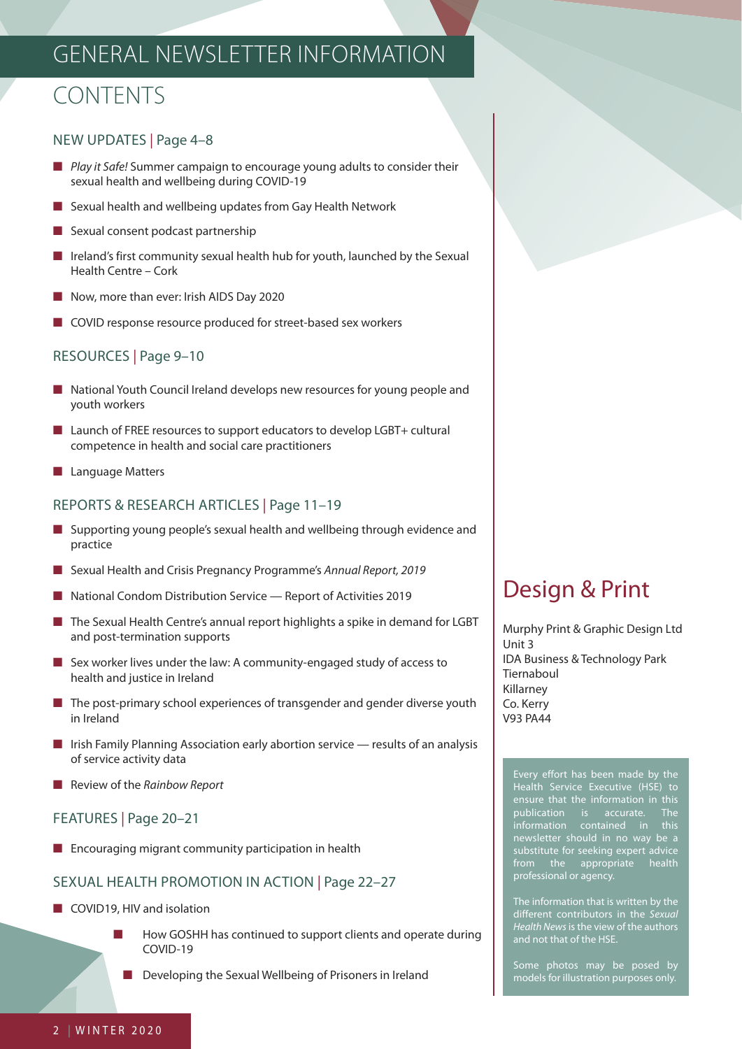# GENERAL NEWSLETTER INFORMATION

## CONTENTS

### NEW UPDATES | Page 4–8

- *Play it Safe!* Summer campaign to encourage young adults to consider their sexual health and wellbeing during COVID-19
- Sexual health and wellbeing updates from Gay Health Network
- Sexual consent podcast partnership
- Ireland's first community sexual health hub for youth, launched by the Sexual Health Centre – Cork
- Now, more than ever: Irish AIDS Day 2020
- COVID response resource produced for street-based sex workers

### RESOURCES | Page 9–10

- National Youth Council Ireland develops new resources for young people and youth workers
- Launch of FREE resources to support educators to develop LGBT+ cultural competence in health and social care practitioners
- Language Matters

### REPORTS & RESEARCH ARTICLES | Page 11–19

- Supporting young people's sexual health and wellbeing through evidence and practice
- Sexual Health and Crisis Pregnancy Programme's *Annual Report, 2019*
- National Condom Distribution Service — Report of Activities 2019
- The Sexual Health Centre's annual report highlights a spike in demand for LGBT and post-termination supports
- Sex worker lives under the law: A community-engaged study of access to health and justice in Ireland
- The post-primary school experiences of transgender and gender diverse youth in Ireland
- Irish Family Planning Association early abortion service — results of an analysis of service activity data
- Review of the *Rainbow Report*

### FEATURES | Page 20–21

- Encouraging migrant community participation in health

### SEXUAL HEALTH PROMOTION IN ACTION | Page 22–27

- COVID19, HIV and isolation
    - How GOSHH has continued to support clients and operate during COVID-19
    - Developing the Sexual Wellbeing of Prisoners in Ireland

## Design & Print

Murphy Print & Graphic Design Ltd
Unit 3
IDA Business & Technology Park
Tiernaboul
Killarney
Co. Kerry
V93 PA44

Every effort has been made by the Health Service Executive (HSE) to ensure that the information in this publication is accurate. The information contained in this newsletter should in no way be a substitute for seeking expert advice from the appropriate health professional or agency.

The information that is written by the different contributors in the *Sexual Health News* is the view of the authors and not that of the HSE.

Some photos may be posed by models for illustration purposes only.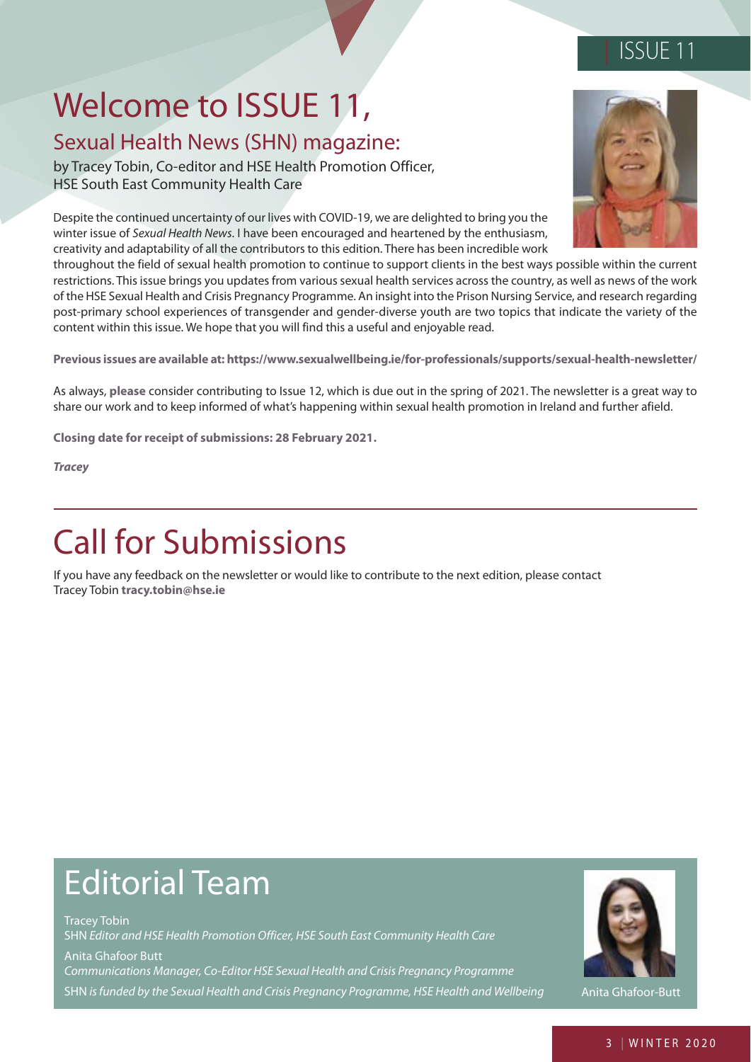# Welcome to ISSUE 11,

## Sexual Health News (SHN) magazine:

by Tracey Tobin, Co-editor and HSE Health Promotion Officer, HSE South East Community Health Care

Despite the continued uncertainty of our lives with COVID-19, we are delighted to bring you the winter issue of *Sexual Health News*. I have been encouraged and heartened by the enthusiasm, creativity and adaptability of all the contributors to this edition. There has been incredible work throughout the field of sexual health promotion to continue to support clients in the best ways possible within the current restrictions. This issue brings you updates from various sexual health services across the country, as well as news of the work of the HSE Sexual Health and Crisis Pregnancy Programme. An insight into the Prison Nursing Service, and research regarding post-primary school experiences of transgender and gender-diverse youth are two topics that indicate the variety of the content within this issue. We hope that you will find this a useful and enjoyable read.

**Previous issues are available at: https://www.sexualwellbeing.ie/for-professionals/supports/sexual-health-newsletter/**

As always, **please** consider contributing to Issue 12, which is due out in the spring of 2021. The newsletter is a great way to share our work and to keep informed of what's happening within sexual health promotion in Ireland and further afield.

**Closing date for receipt of submissions: 28 February 2021.**

***Tracey***

# Call for Submissions

If you have any feedback on the newsletter or would like to contribute to the next edition, please contact Tracey Tobin **tracy.tobin@hse.ie**

# Editorial Team

Tracey Tobin
SHN *Editor and HSE Health Promotion Officer, HSE South East Community Health Care*

Anita Ghafoor Butt
*Communications Manager, Co-Editor HSE Sexual Health and Crisis Pregnancy Programme*

SHN *is funded by the Sexual Health and Crisis Pregnancy Programme, HSE Health and Wellbeing*

Anita Ghafoor-Butt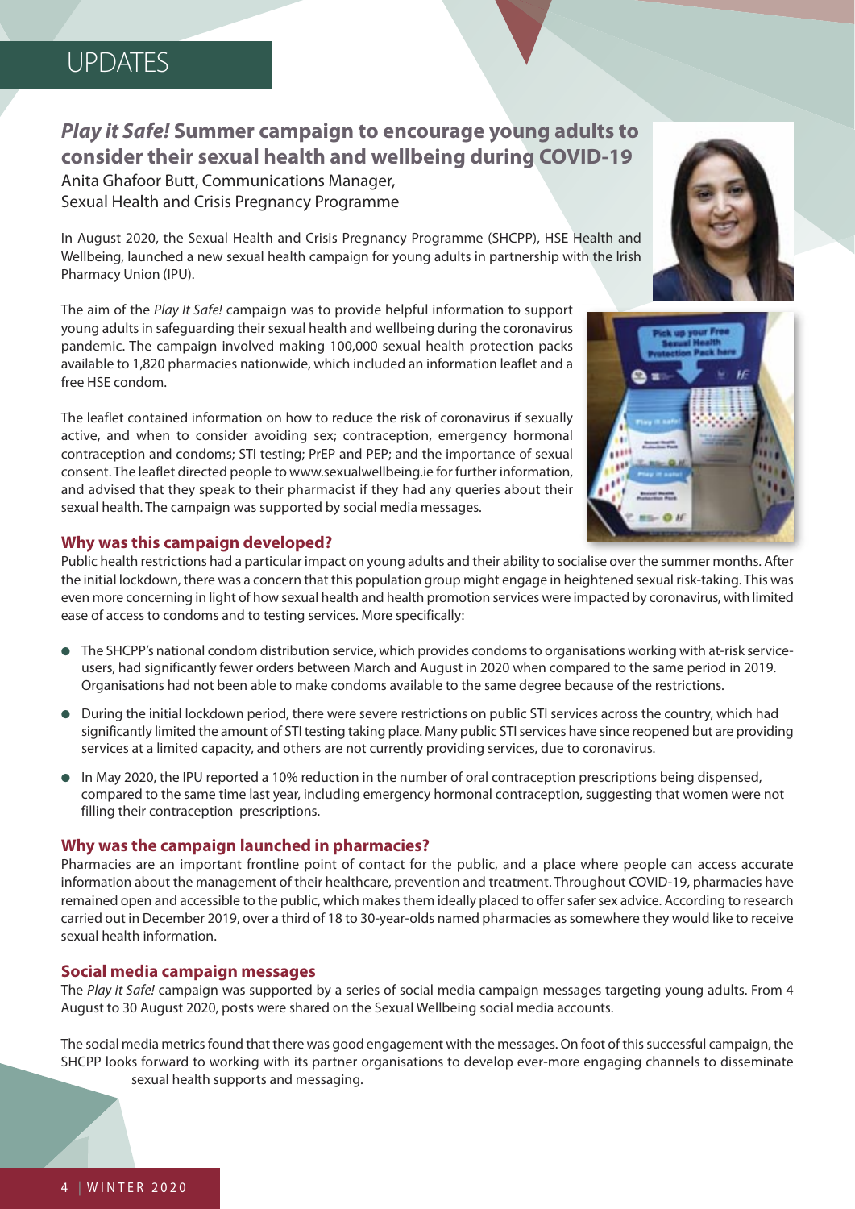# UPDATES

## *Play it Safe!* Summer campaign to encourage young adults to consider their sexual health and wellbeing during COVID-19

Anita Ghafoor Butt, Communications Manager,
Sexual Health and Crisis Pregnancy Programme

In August 2020, the Sexual Health and Crisis Pregnancy Programme (SHCPP), HSE Health and Wellbeing, launched a new sexual health campaign for young adults in partnership with the Irish Pharmacy Union (IPU).

The aim of the *Play It Safe!* campaign was to provide helpful information to support young adults in safeguarding their sexual health and wellbeing during the coronavirus pandemic. The campaign involved making 100,000 sexual health protection packs available to 1,820 pharmacies nationwide, which included an information leaflet and a free HSE condom.

The leaflet contained information on how to reduce the risk of coronavirus if sexually active, and when to consider avoiding sex; contraception, emergency hormonal contraception and condoms; STI testing; PrEP and PEP; and the importance of sexual consent. The leaflet directed people to www.sexualwellbeing.ie for further information, and advised that they speak to their pharmacist if they had any queries about their sexual health. The campaign was supported by social media messages.

### Why was this campaign developed?

Public health restrictions had a particular impact on young adults and their ability to socialise over the summer months. After the initial lockdown, there was a concern that this population group might engage in heightened sexual risk-taking. This was even more concerning in light of how sexual health and health promotion services were impacted by coronavirus, with limited ease of access to condoms and to testing services. More specifically:

- The SHCPP's national condom distribution service, which provides condoms to organisations working with at-risk service-users, had significantly fewer orders between March and August in 2020 when compared to the same period in 2019. Organisations had not been able to make condoms available to the same degree because of the restrictions.
- During the initial lockdown period, there were severe restrictions on public STI services across the country, which had significantly limited the amount of STI testing taking place. Many public STI services have since reopened but are providing services at a limited capacity, and others are not currently providing services, due to coronavirus.
- In May 2020, the IPU reported a 10% reduction in the number of oral contraception prescriptions being dispensed, compared to the same time last year, including emergency hormonal contraception, suggesting that women were not filling their contraception prescriptions.

### Why was the campaign launched in pharmacies?

Pharmacies are an important frontline point of contact for the public, and a place where people can access accurate information about the management of their healthcare, prevention and treatment. Throughout COVID-19, pharmacies have remained open and accessible to the public, which makes them ideally placed to offer safer sex advice. According to research carried out in December 2019, over a third of 18 to 30-year-olds named pharmacies as somewhere they would like to receive sexual health information.

### Social media campaign messages

The *Play it Safe!* campaign was supported by a series of social media campaign messages targeting young adults. From 4 August to 30 August 2020, posts were shared on the Sexual Wellbeing social media accounts.

The social media metrics found that there was good engagement with the messages. On foot of this successful campaign, the SHCPP looks forward to working with its partner organisations to develop ever-more engaging channels to disseminate sexual health supports and messaging.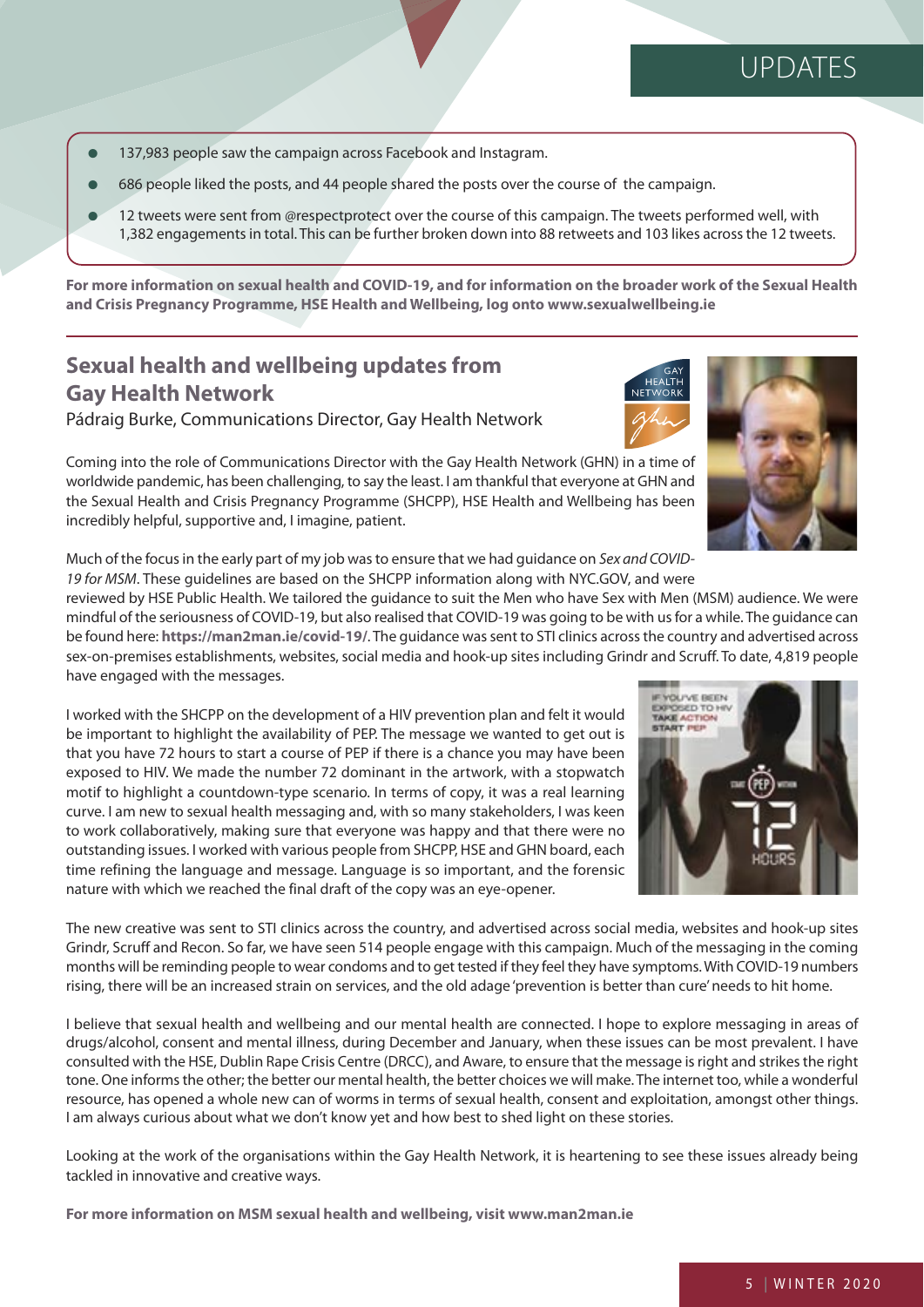- 137,983 people saw the campaign across Facebook and Instagram.
- 686 people liked the posts, and 44 people shared the posts over the course of the campaign.
- 12 tweets were sent from @respectprotect over the course of this campaign. The tweets performed well, with 1,382 engagements in total. This can be further broken down into 88 retweets and 103 likes across the 12 tweets.

**For more information on sexual health and COVID-19, and for information on the broader work of the Sexual Health and Crisis Pregnancy Programme, HSE Health and Wellbeing, log onto www.sexualwellbeing.ie**

## Sexual health and wellbeing updates from Gay Health Network

Pádraig Burke, Communications Director, Gay Health Network

Coming into the role of Communications Director with the Gay Health Network (GHN) in a time of worldwide pandemic, has been challenging, to say the least. I am thankful that everyone at GHN and the Sexual Health and Crisis Pregnancy Programme (SHCPP), HSE Health and Wellbeing has been incredibly helpful, supportive and, I imagine, patient.

Much of the focus in the early part of my job was to ensure that we had guidance on *Sex and COVID-19 for MSM*. These guidelines are based on the SHCPP information along with NYC.GOV, and were reviewed by HSE Public Health. We tailored the guidance to suit the Men who have Sex with Men (MSM) audience. We were mindful of the seriousness of COVID-19, but also realised that COVID-19 was going to be with us for a while. The guidance can be found here: **https://man2man.ie/covid-19/**. The guidance was sent to STI clinics across the country and advertised across sex-on-premises establishments, websites, social media and hook-up sites including Grindr and Scruff. To date, 4,819 people have engaged with the messages.

I worked with the SHCPP on the development of a HIV prevention plan and felt it would be important to highlight the availability of PEP. The message we wanted to get out is that you have 72 hours to start a course of PEP if there is a chance you may have been exposed to HIV. We made the number 72 dominant in the artwork, with a stopwatch motif to highlight a countdown-type scenario. In terms of copy, it was a real learning curve. I am new to sexual health messaging and, with so many stakeholders, I was keen to work collaboratively, making sure that everyone was happy and that there were no outstanding issues. I worked with various people from SHCPP, HSE and GHN board, each time refining the language and message. Language is so important, and the forensic nature with which we reached the final draft of the copy was an eye-opener.

The new creative was sent to STI clinics across the country, and advertised across social media, websites and hook-up sites Grindr, Scruff and Recon. So far, we have seen 514 people engage with this campaign. Much of the messaging in the coming months will be reminding people to wear condoms and to get tested if they feel they have symptoms. With COVID-19 numbers rising, there will be an increased strain on services, and the old adage 'prevention is better than cure' needs to hit home.

I believe that sexual health and wellbeing and our mental health are connected. I hope to explore messaging in areas of drugs/alcohol, consent and mental illness, during December and January, when these issues can be most prevalent. I have consulted with the HSE, Dublin Rape Crisis Centre (DRCC), and Aware, to ensure that the message is right and strikes the right tone. One informs the other; the better our mental health, the better choices we will make. The internet too, while a wonderful resource, has opened a whole new can of worms in terms of sexual health, consent and exploitation, amongst other things. I am always curious about what we don't know yet and how best to shed light on these stories.

Looking at the work of the organisations within the Gay Health Network, it is heartening to see these issues already being tackled in innovative and creative ways.

**For more information on MSM sexual health and wellbeing, visit www.man2man.ie**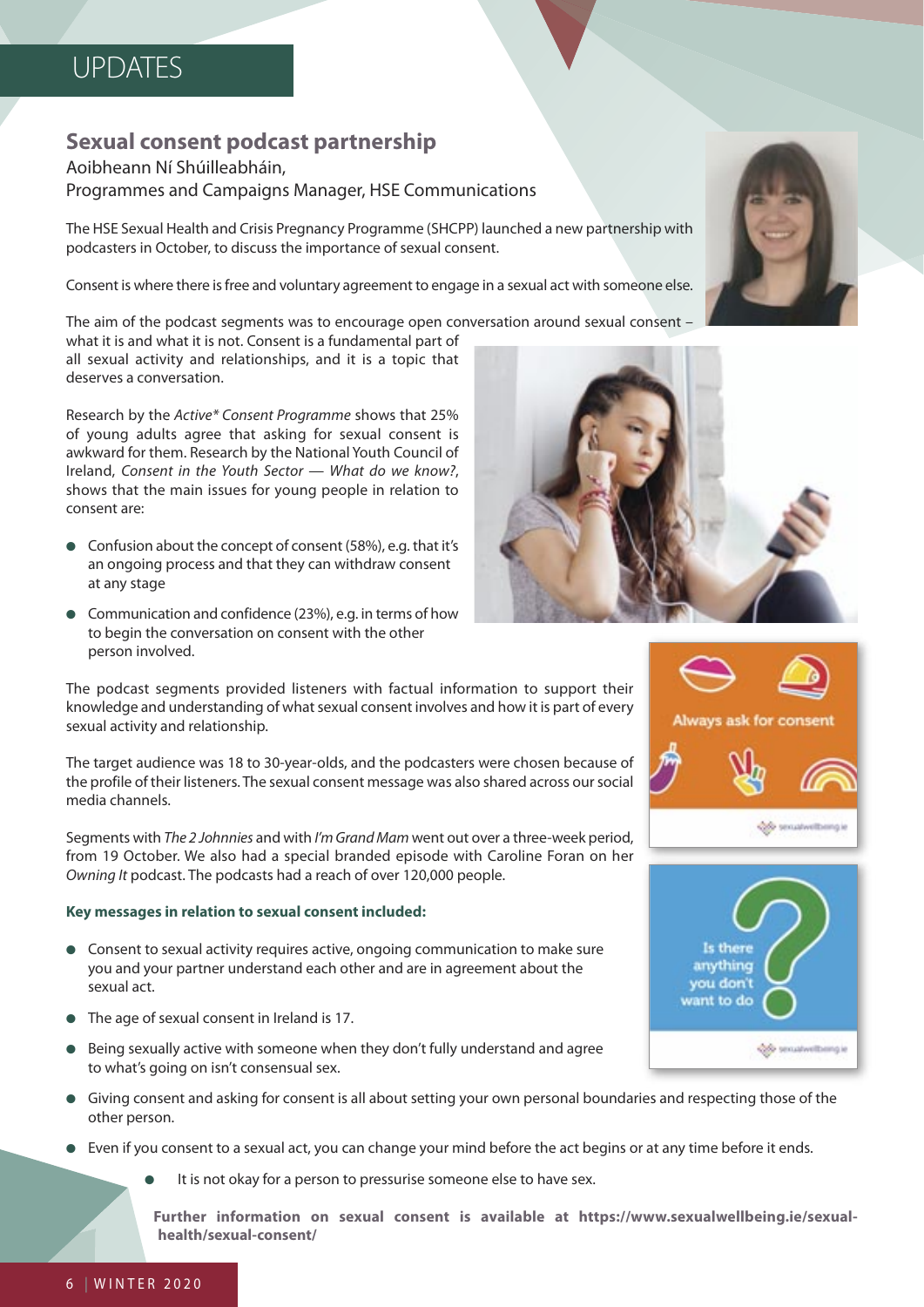# UPDATES

## Sexual consent podcast partnership

Aoibheann Ní Shúilleabháin,
Programmes and Campaigns Manager, HSE Communications

The HSE Sexual Health and Crisis Pregnancy Programme (SHCPP) launched a new partnership with podcasters in October, to discuss the importance of sexual consent.

Consent is where there is free and voluntary agreement to engage in a sexual act with someone else.

The aim of the podcast segments was to encourage open conversation around sexual consent – what it is and what it is not. Consent is a fundamental part of all sexual activity and relationships, and it is a topic that deserves a conversation.

Research by the *Active\* Consent Programme* shows that 25% of young adults agree that asking for sexual consent is awkward for them. Research by the National Youth Council of Ireland, *Consent in the Youth Sector — What do we know?*, shows that the main issues for young people in relation to consent are:

- Confusion about the concept of consent (58%), e.g. that it's an ongoing process and that they can withdraw consent at any stage
- Communication and confidence (23%), e.g. in terms of how to begin the conversation on consent with the other person involved.

The podcast segments provided listeners with factual information to support their knowledge and understanding of what sexual consent involves and how it is part of every sexual activity and relationship.

The target audience was 18 to 30-year-olds, and the podcasters were chosen because of the profile of their listeners. The sexual consent message was also shared across our social media channels.

Segments with *The 2 Johnnies* and with *I'm Grand Mam* went out over a three-week period, from 19 October. We also had a special branded episode with Caroline Foran on her *Owning It* podcast. The podcasts had a reach of over 120,000 people.

**Key messages in relation to sexual consent included:**

- Consent to sexual activity requires active, ongoing communication to make sure you and your partner understand each other and are in agreement about the sexual act.
- The age of sexual consent in Ireland is 17.
- Being sexually active with someone when they don't fully understand and agree to what's going on isn't consensual sex.
- Giving consent and asking for consent is all about setting your own personal boundaries and respecting those of the other person.
- Even if you consent to a sexual act, you can change your mind before the act begins or at any time before it ends.
  - It is not okay for a person to pressurise someone else to have sex.

**Further information on sexual consent is available at https://www.sexualwellbeing.ie/sexual-health/sexual-consent/**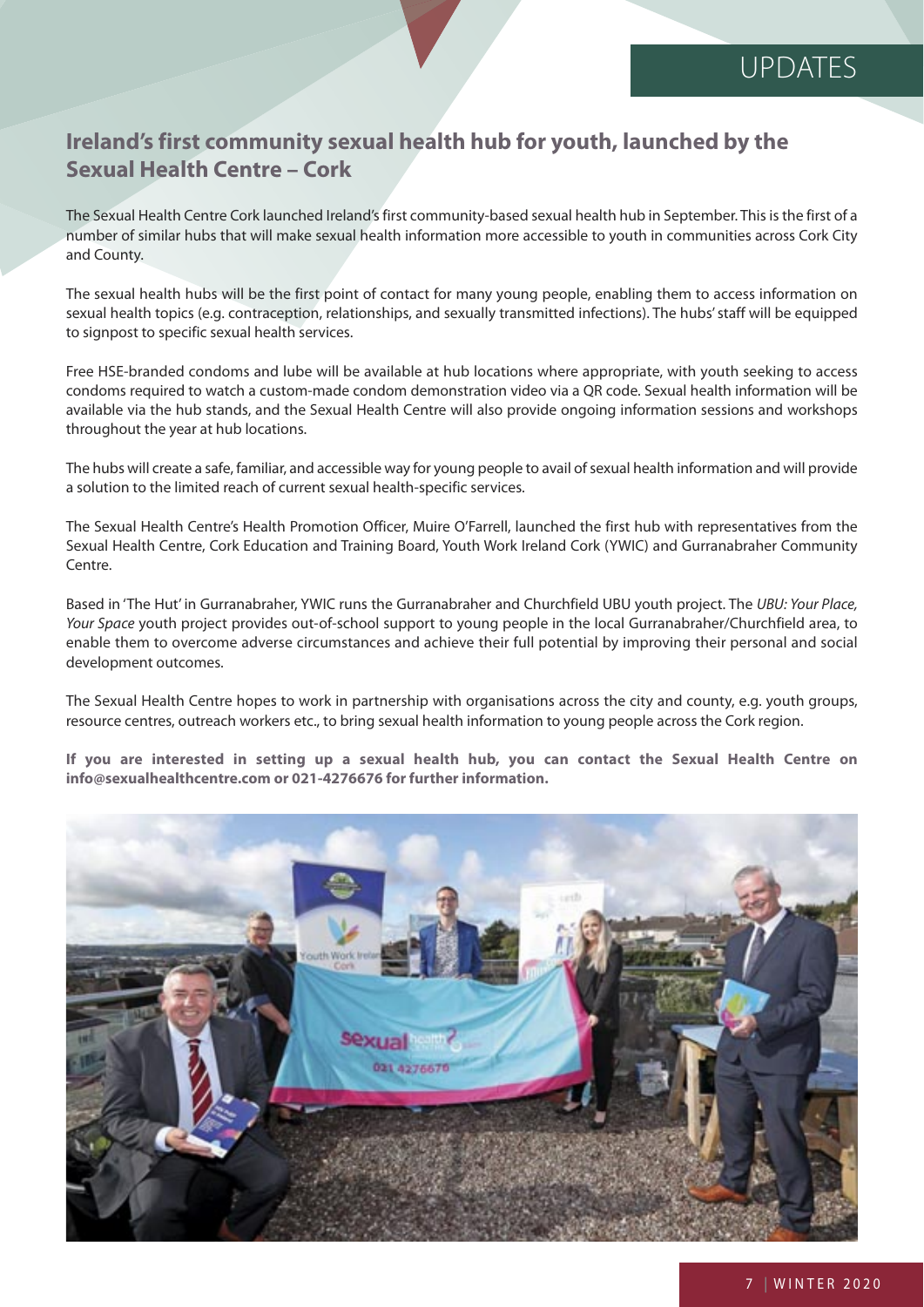## Ireland's first community sexual health hub for youth, launched by the Sexual Health Centre – Cork

The Sexual Health Centre Cork launched Ireland's first community-based sexual health hub in September. This is the first of a number of similar hubs that will make sexual health information more accessible to youth in communities across Cork City and County.

The sexual health hubs will be the first point of contact for many young people, enabling them to access information on sexual health topics (e.g. contraception, relationships, and sexually transmitted infections). The hubs' staff will be equipped to signpost to specific sexual health services.

Free HSE-branded condoms and lube will be available at hub locations where appropriate, with youth seeking to access condoms required to watch a custom-made condom demonstration video via a QR code. Sexual health information will be available via the hub stands, and the Sexual Health Centre will also provide ongoing information sessions and workshops throughout the year at hub locations.

The hubs will create a safe, familiar, and accessible way for young people to avail of sexual health information and will provide a solution to the limited reach of current sexual health-specific services.

The Sexual Health Centre's Health Promotion Officer, Muire O'Farrell, launched the first hub with representatives from the Sexual Health Centre, Cork Education and Training Board, Youth Work Ireland Cork (YWIC) and Gurranabraher Community Centre.

Based in 'The Hut' in Gurranabraher, YWIC runs the Gurranabraher and Churchfield UBU youth project. The *UBU: Your Place, Your Space* youth project provides out-of-school support to young people in the local Gurranabraher/Churchfield area, to enable them to overcome adverse circumstances and achieve their full potential by improving their personal and social development outcomes.

The Sexual Health Centre hopes to work in partnership with organisations across the city and county, e.g. youth groups, resource centres, outreach workers etc., to bring sexual health information to young people across the Cork region.

**If you are interested in setting up a sexual health hub, you can contact the Sexual Health Centre on info@sexualhealthcentre.com or 021-4276676 for further information.**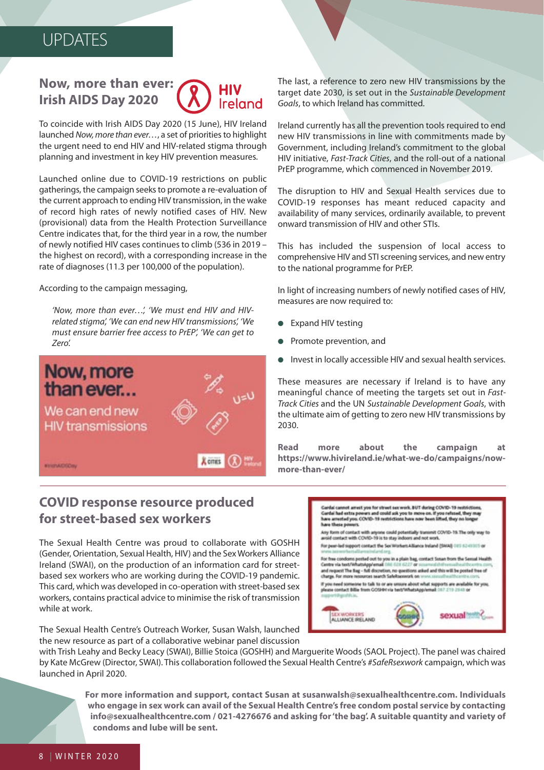# UPDATES

## Now, more than ever: Irish AIDS Day 2020

To coincide with Irish AIDS Day 2020 (15 June), HIV Ireland launched *Now, more than ever…*, a set of priorities to highlight the urgent need to end HIV and HIV-related stigma through planning and investment in key HIV prevention measures.

Launched online due to COVID-19 restrictions on public gatherings, the campaign seeks to promote a re-evaluation of the current approach to ending HIV transmission, in the wake of record high rates of newly notified cases of HIV. New (provisional) data from the Health Protection Surveillance Centre indicates that, for the third year in a row, the number of newly notified HIV cases continues to climb (536 in 2019 – the highest on record), with a corresponding increase in the rate of diagnoses (11.3 per 100,000 of the population).

According to the campaign messaging,

> *'Now, more than ever…', 'We must end HIV and HIV-related stigma', 'We can end new HIV transmissions', 'We must ensure barrier free access to PrEP', 'We can get to Zero'.*

The last, a reference to zero new HIV transmissions by the target date 2030, is set out in the *Sustainable Development Goals*, to which Ireland has committed.

Ireland currently has all the prevention tools required to end new HIV transmissions in line with commitments made by Government, including Ireland's commitment to the global HIV initiative, *Fast-Track Cities*, and the roll-out of a national PrEP programme, which commenced in November 2019.

The disruption to HIV and Sexual Health services due to COVID-19 responses has meant reduced capacity and availability of many services, ordinarily available, to prevent onward transmission of HIV and other STIs.

This has included the suspension of local access to comprehensive HIV and STI screening services, and new entry to the national programme for PrEP.

In light of increasing numbers of newly notified cases of HIV, measures are now required to:

- Expand HIV testing
- Promote prevention, and
- Invest in locally accessible HIV and sexual health services.

These measures are necessary if Ireland is to have any meaningful chance of meeting the targets set out in *Fast-Track Cities* and the UN *Sustainable Development Goals*, with the ultimate aim of getting to zero new HIV transmissions by 2030.

**Read more about the campaign at https://www.hivireland.ie/what-we-do/campaigns/now-more-than-ever/**

## COVID response resource produced for street-based sex workers

The Sexual Health Centre was proud to collaborate with GOSHH (Gender, Orientation, Sexual Health, HIV) and the Sex Workers Alliance Ireland (SWAI), on the production of an information card for street-based sex workers who are working during the COVID-19 pandemic. This card, which was developed in co-operation with street-based sex workers, contains practical advice to minimise the risk of transmission while at work.

The Sexual Health Centre's Outreach Worker, Susan Walsh, launched the new resource as part of a collaborative webinar panel discussion with Trish Leahy and Becky Leacy (SWAI), Billie Stoica (GOSHH) and Marguerite Woods (SAOL Project). The panel was chaired by Kate McGrew (Director, SWAI). This collaboration followed the Sexual Health Centre's *#SafeRsexwork* campaign, which was launched in April 2020.

**For more information and support, contact Susan at susanwalsh@sexualhealthcentre.com. Individuals who engage in sex work can avail of the Sexual Health Centre's free condom postal service by contacting info@sexualhealthcentre.com / 021-4276676 and asking for 'the bag'. A suitable quantity and variety of condoms and lube will be sent.**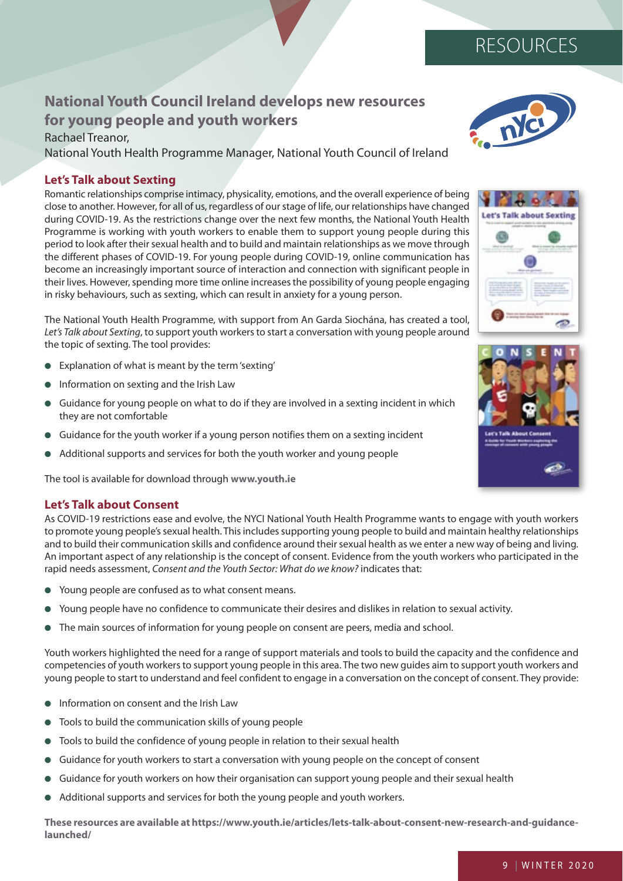RESOURCES

## National Youth Council Ireland develops new resources for young people and youth workers

Rachael Treanor,
National Youth Health Programme Manager, National Youth Council of Ireland

### Let's Talk about Sexting

Romantic relationships comprise intimacy, physicality, emotions, and the overall experience of being close to another. However, for all of us, regardless of our stage of life, our relationships have changed during COVID-19. As the restrictions change over the next few months, the National Youth Health Programme is working with youth workers to enable them to support young people during this period to look after their sexual health and to build and maintain relationships as we move through the different phases of COVID-19. For young people during COVID-19, online communication has become an increasingly important source of interaction and connection with significant people in their lives. However, spending more time online increases the possibility of young people engaging in risky behaviours, such as sexting, which can result in anxiety for a young person.

The National Youth Health Programme, with support from An Garda Siochána, has created a tool, *Let's Talk about Sexting*, to support youth workers to start a conversation with young people around the topic of sexting. The tool provides:

- Explanation of what is meant by the term 'sexting'
- Information on sexting and the Irish Law
- Guidance for young people on what to do if they are involved in a sexting incident in which they are not comfortable
- Guidance for the youth worker if a young person notifies them on a sexting incident
- Additional supports and services for both the youth worker and young people

The tool is available for download through **www.youth.ie**

### Let's Talk about Consent

As COVID-19 restrictions ease and evolve, the NYCI National Youth Health Programme wants to engage with youth workers to promote young people's sexual health. This includes supporting young people to build and maintain healthy relationships and to build their communication skills and confidence around their sexual health as we enter a new way of being and living. An important aspect of any relationship is the concept of consent. Evidence from the youth workers who participated in the rapid needs assessment, *Consent and the Youth Sector: What do we know?* indicates that:

- Young people are confused as to what consent means.
- Young people have no confidence to communicate their desires and dislikes in relation to sexual activity.
- The main sources of information for young people on consent are peers, media and school.

Youth workers highlighted the need for a range of support materials and tools to build the capacity and the confidence and competencies of youth workers to support young people in this area. The two new guides aim to support youth workers and young people to start to understand and feel confident to engage in a conversation on the concept of consent. They provide:

- Information on consent and the Irish Law
- Tools to build the communication skills of young people
- Tools to build the confidence of young people in relation to their sexual health
- Guidance for youth workers to start a conversation with young people on the concept of consent
- Guidance for youth workers on how their organisation can support young people and their sexual health
- Additional supports and services for both the young people and youth workers.

**These resources are available at https://www.youth.ie/articles/lets-talk-about-consent-new-research-and-guidance-launched/**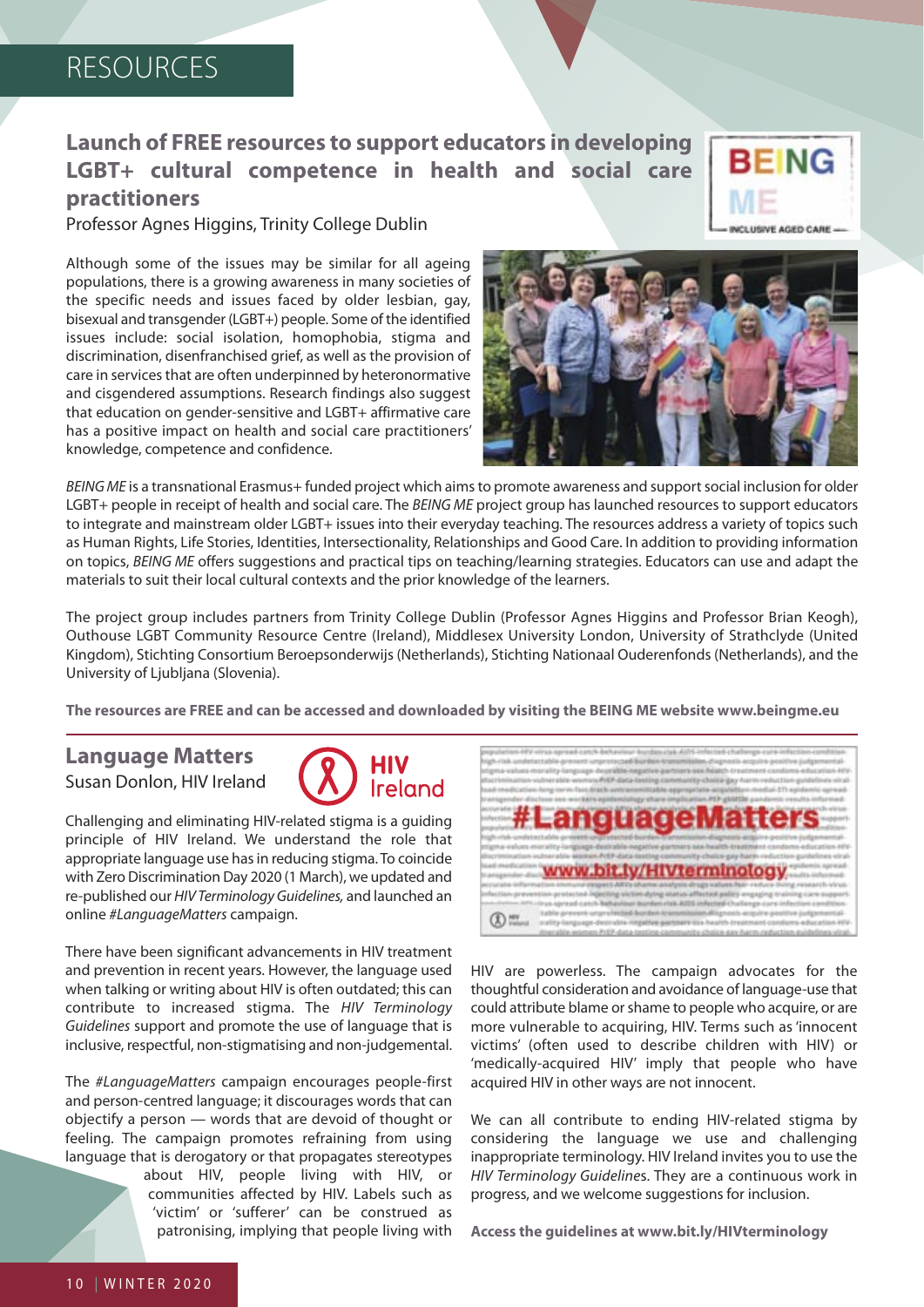# RESOURCES

## Launch of FREE resources to support educators in developing LGBT+ cultural competence in health and social care practitioners

Professor Agnes Higgins, Trinity College Dublin

Although some of the issues may be similar for all ageing populations, there is a growing awareness in many societies of the specific needs and issues faced by older lesbian, gay, bisexual and transgender (LGBT+) people. Some of the identified issues include: social isolation, homophobia, stigma and discrimination, disenfranchised grief, as well as the provision of care in services that are often underpinned by heteronormative and cisgendered assumptions. Research findings also suggest that education on gender-sensitive and LGBT+ affirmative care has a positive impact on health and social care practitioners' knowledge, competence and confidence.

*BEING ME* is a transnational Erasmus+ funded project which aims to promote awareness and support social inclusion for older LGBT+ people in receipt of health and social care. The *BEING ME* project group has launched resources to support educators to integrate and mainstream older LGBT+ issues into their everyday teaching. The resources address a variety of topics such as Human Rights, Life Stories, Identities, Intersectionality, Relationships and Good Care. In addition to providing information on topics, *BEING ME* offers suggestions and practical tips on teaching/learning strategies. Educators can use and adapt the materials to suit their local cultural contexts and the prior knowledge of the learners.

The project group includes partners from Trinity College Dublin (Professor Agnes Higgins and Professor Brian Keogh), Outhouse LGBT Community Resource Centre (Ireland), Middlesex University London, University of Strathclyde (United Kingdom), Stichting Consortium Beroepsonderwijs (Netherlands), Stichting Nationaal Ouderenfonds (Netherlands), and the University of Ljubljana (Slovenia).

**The resources are FREE and can be accessed and downloaded by visiting the BEING ME website www.beingme.eu**

## Language Matters

Susan Donlon, HIV Ireland

Challenging and eliminating HIV-related stigma is a guiding principle of HIV Ireland. We understand the role that appropriate language use has in reducing stigma. To coincide with Zero Discrimination Day 2020 (1 March), we updated and re-published our *HIV Terminology Guidelines,* and launched an online *#LanguageMatters* campaign.

There have been significant advancements in HIV treatment and prevention in recent years. However, the language used when talking or writing about HIV is often outdated; this can contribute to increased stigma. The *HIV Terminology Guidelines* support and promote the use of language that is inclusive, respectful, non-stigmatising and non-judgemental.

The *#LanguageMatters* campaign encourages people-first and person-centred language; it discourages words that can objectify a person — words that are devoid of thought or feeling. The campaign promotes refraining from using language that is derogatory or that propagates stereotypes about HIV, people living with HIV, or communities affected by HIV. Labels such as 'victim' or 'sufferer' can be construed as patronising, implying that people living with HIV are powerless. The campaign advocates for the thoughtful consideration and avoidance of language-use that could attribute blame or shame to people who acquire, or are more vulnerable to acquiring, HIV. Terms such as 'innocent victims' (often used to describe children with HIV) or 'medically-acquired HIV' imply that people who have acquired HIV in other ways are not innocent.

We can all contribute to ending HIV-related stigma by considering the language we use and challenging inappropriate terminology. HIV Ireland invites you to use the *HIV Terminology Guidelines*. They are a continuous work in progress, and we welcome suggestions for inclusion.

**Access the guidelines at www.bit.ly/HIVterminology**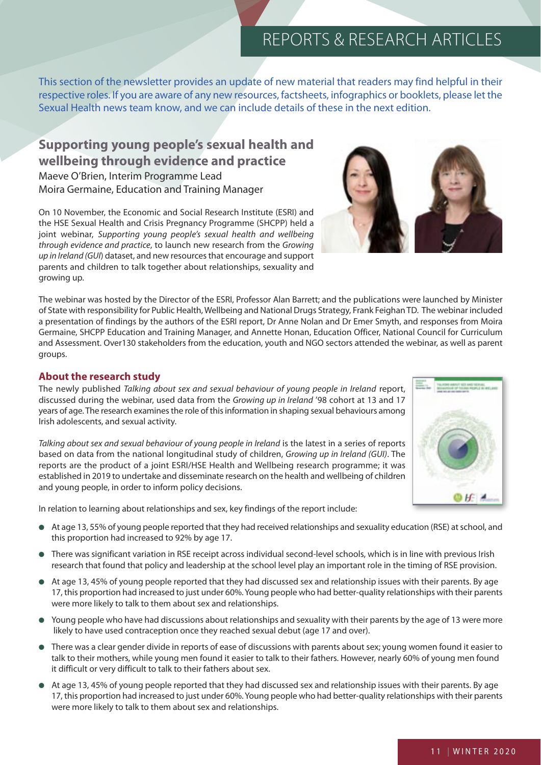# REPORTS & RESEARCH ARTICLES

This section of the newsletter provides an update of new material that readers may find helpful in their respective roles. If you are aware of any new resources, factsheets, infographics or booklets, please let the Sexual Health news team know, and we can include details of these in the next edition.

## Supporting young people's sexual health and wellbeing through evidence and practice

Maeve O'Brien, Interim Programme Lead
Moira Germaine, Education and Training Manager

On 10 November, the Economic and Social Research Institute (ESRI) and the HSE Sexual Health and Crisis Pregnancy Programme (SHCPP) held a joint webinar, *Supporting young people's sexual health and wellbeing through evidence and practice*, to launch new research from the *Growing up in Ireland (GUI*) dataset, and new resources that encourage and support parents and children to talk together about relationships, sexuality and growing up.

The webinar was hosted by the Director of the ESRI, Professor Alan Barrett; and the publications were launched by Minister of State with responsibility for Public Health, Wellbeing and National Drugs Strategy, Frank Feighan TD. The webinar included a presentation of findings by the authors of the ESRI report, Dr Anne Nolan and Dr Emer Smyth, and responses from Moira Germaine, SHCPP Education and Training Manager, and Annette Honan, Education Officer, National Council for Curriculum and Assessment. Over130 stakeholders from the education, youth and NGO sectors attended the webinar, as well as parent groups.

### About the research study

The newly published *Talking about sex and sexual behaviour of young people in Ireland* report, discussed during the webinar, used data from the *Growing up in Ireland* '98 cohort at 13 and 17 years of age. The research examines the role of this information in shaping sexual behaviours among Irish adolescents, and sexual activity.

*Talking about sex and sexual behaviour of young people in Ireland* is the latest in a series of reports based on data from the national longitudinal study of children, *Growing up in Ireland (GUI)*. The reports are the product of a joint ESRI/HSE Health and Wellbeing research programme; it was established in 2019 to undertake and disseminate research on the health and wellbeing of children and young people, in order to inform policy decisions.

In relation to learning about relationships and sex, key findings of the report include:

- At age 13, 55% of young people reported that they had received relationships and sexuality education (RSE) at school, and this proportion had increased to 92% by age 17.
- There was significant variation in RSE receipt across individual second-level schools, which is in line with previous Irish research that found that policy and leadership at the school level play an important role in the timing of RSE provision.
- At age 13, 45% of young people reported that they had discussed sex and relationship issues with their parents. By age 17, this proportion had increased to just under 60%. Young people who had better-quality relationships with their parents were more likely to talk to them about sex and relationships.
- Young people who have had discussions about relationships and sexuality with their parents by the age of 13 were more likely to have used contraception once they reached sexual debut (age 17 and over).
- There was a clear gender divide in reports of ease of discussions with parents about sex; young women found it easier to talk to their mothers, while young men found it easier to talk to their fathers. However, nearly 60% of young men found it difficult or very difficult to talk to their fathers about sex.
- At age 13, 45% of young people reported that they had discussed sex and relationship issues with their parents. By age 17, this proportion had increased to just under 60%. Young people who had better-quality relationships with their parents were more likely to talk to them about sex and relationships.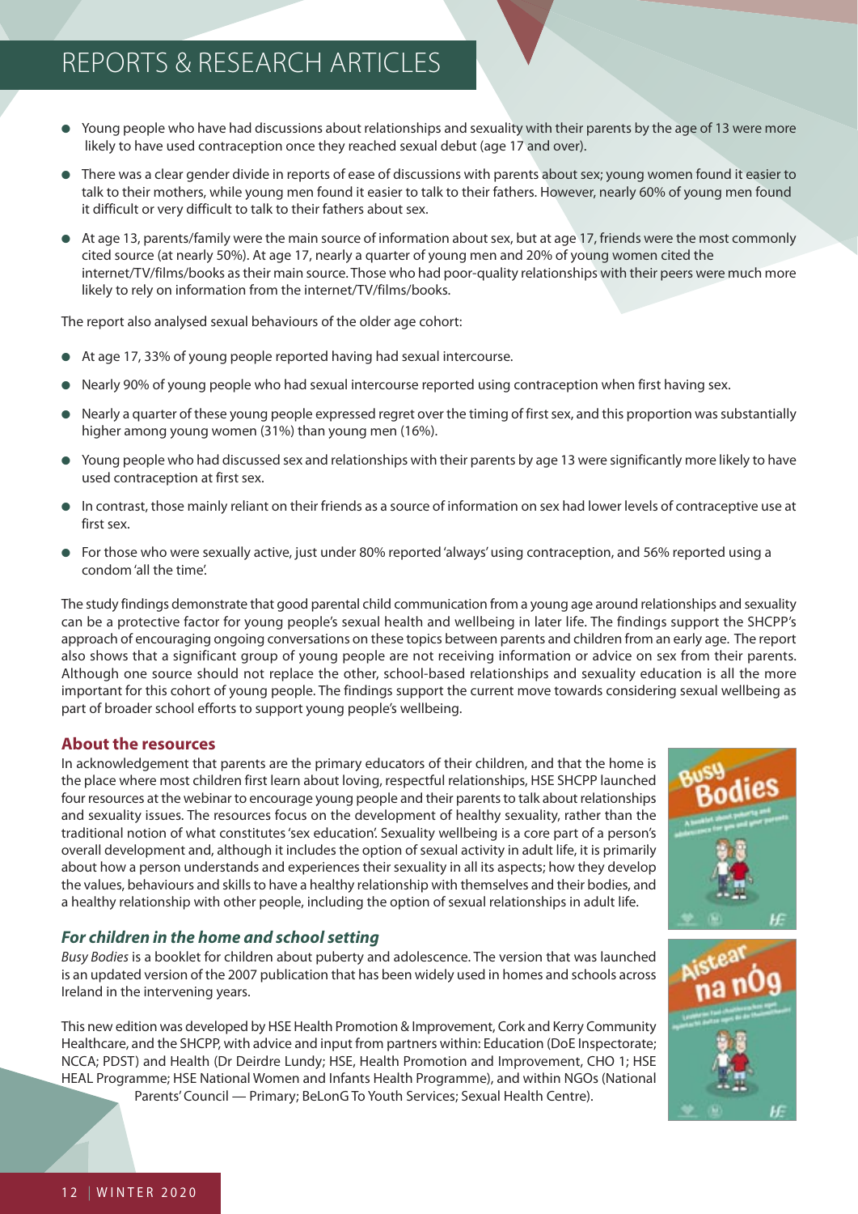- Young people who have had discussions about relationships and sexuality with their parents by the age of 13 were more likely to have used contraception once they reached sexual debut (age 17 and over).
- There was a clear gender divide in reports of ease of discussions with parents about sex; young women found it easier to talk to their mothers, while young men found it easier to talk to their fathers. However, nearly 60% of young men found it difficult or very difficult to talk to their fathers about sex.
- At age 13, parents/family were the main source of information about sex, but at age 17, friends were the most commonly cited source (at nearly 50%). At age 17, nearly a quarter of young men and 20% of young women cited the internet/TV/films/books as their main source. Those who had poor-quality relationships with their peers were much more likely to rely on information from the internet/TV/films/books.

The report also analysed sexual behaviours of the older age cohort:

- At age 17, 33% of young people reported having had sexual intercourse.
- Nearly 90% of young people who had sexual intercourse reported using contraception when first having sex.
- Nearly a quarter of these young people expressed regret over the timing of first sex, and this proportion was substantially higher among young women (31%) than young men (16%).
- Young people who had discussed sex and relationships with their parents by age 13 were significantly more likely to have used contraception at first sex.
- In contrast, those mainly reliant on their friends as a source of information on sex had lower levels of contraceptive use at first sex.
- For those who were sexually active, just under 80% reported 'always' using contraception, and 56% reported using a condom 'all the time'.

The study findings demonstrate that good parental child communication from a young age around relationships and sexuality can be a protective factor for young people's sexual health and wellbeing in later life. The findings support the SHCPP's approach of encouraging ongoing conversations on these topics between parents and children from an early age. The report also shows that a significant group of young people are not receiving information or advice on sex from their parents. Although one source should not replace the other, school-based relationships and sexuality education is all the more important for this cohort of young people. The findings support the current move towards considering sexual wellbeing as part of broader school efforts to support young people's wellbeing.

## About the resources

In acknowledgement that parents are the primary educators of their children, and that the home is the place where most children first learn about loving, respectful relationships, HSE SHCPP launched four resources at the webinar to encourage young people and their parents to talk about relationships and sexuality issues. The resources focus on the development of healthy sexuality, rather than the traditional notion of what constitutes 'sex education'. Sexuality wellbeing is a core part of a person's overall development and, although it includes the option of sexual activity in adult life, it is primarily about how a person understands and experiences their sexuality in all its aspects; how they develop the values, behaviours and skills to have a healthy relationship with themselves and their bodies, and a healthy relationship with other people, including the option of sexual relationships in adult life.

### *For children in the home and school setting*

*Busy Bodies* is a booklet for children about puberty and adolescence. The version that was launched is an updated version of the 2007 publication that has been widely used in homes and schools across Ireland in the intervening years.

This new edition was developed by HSE Health Promotion & Improvement, Cork and Kerry Community Healthcare, and the SHCPP, with advice and input from partners within: Education (DoE Inspectorate; NCCA; PDST) and Health (Dr Deirdre Lundy; HSE, Health Promotion and Improvement, CHO 1; HSE HEAL Programme; HSE National Women and Infants Health Programme), and within NGOs (National Parents' Council — Primary; BeLonG To Youth Services; Sexual Health Centre).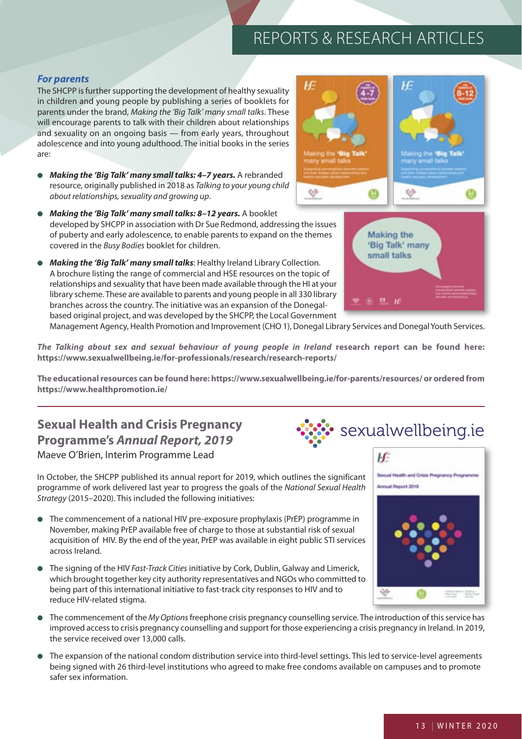### *For parents*

The SHCPP is further supporting the development of healthy sexuality in children and young people by publishing a series of booklets for parents under the brand, *Making the 'Big Talk' many small talks*. These will encourage parents to talk with their children about relationships and sexuality on an ongoing basis — from early years, throughout adolescence and into young adulthood. The initial books in the series are:

- ***Making the 'Big Talk' many small talks: 4–7 years.*** A rebranded resource, originally published in 2018 as *Talking to your young child about relationships, sexuality and growing up*.
- ***Making the 'Big Talk' many small talks: 8–12 years.*** A booklet developed by SHCPP in association with Dr Sue Redmond, addressing the issues of puberty and early adolescence, to enable parents to expand on the themes covered in the *Busy Bodies* booklet for children.
- ***Making the 'Big Talk' many small talks***: Healthy Ireland Library Collection. A brochure listing the range of commercial and HSE resources on the topic of relationships and sexuality that have been made available through the HI at your library scheme. These are available to parents and young people in all 330 library branches across the country. The initiative was an expansion of the Donegal-based original project, and was developed by the SHCPP, the Local Government Management Agency, Health Promotion and Improvement (CHO 1), Donegal Library Services and Donegal Youth Services.

***The Talking about sex and sexual behaviour of young people in Ireland*** **research report can be found here: https://www.sexualwellbeing.ie/for-professionals/research/research-reports/**

**The educational resources can be found here: https://www.sexualwellbeing.ie/for-parents/resources/ or ordered from https://www.healthpromotion.ie/**

## Sexual Health and Crisis Pregnancy Programme's *Annual Report, 2019*

Maeve O'Brien, Interim Programme Lead

In October, the SHCPP published its annual report for 2019, which outlines the significant programme of work delivered last year to progress the goals of the *National Sexual Health Strategy* (2015–2020). This included the following initiatives:

- The commencement of a national HIV pre-exposure prophylaxis (PrEP) programme in November, making PrEP available free of charge to those at substantial risk of sexual acquisition of HIV. By the end of the year, PrEP was available in eight public STI services across Ireland.
- The signing of the HIV *Fast-Track Cities* initiative by Cork, Dublin, Galway and Limerick, which brought together key city authority representatives and NGOs who committed to being part of this international initiative to fast-track city responses to HIV and to reduce HIV-related stigma.
- The commencement of the *My Options* freephone crisis pregnancy counselling service. The introduction of this service has improved access to crisis pregnancy counselling and support for those experiencing a crisis pregnancy in Ireland. In 2019, the service received over 13,000 calls.
- The expansion of the national condom distribution service into third-level settings. This led to service-level agreements being signed with 26 third-level institutions who agreed to make free condoms available on campuses and to promote safer sex information.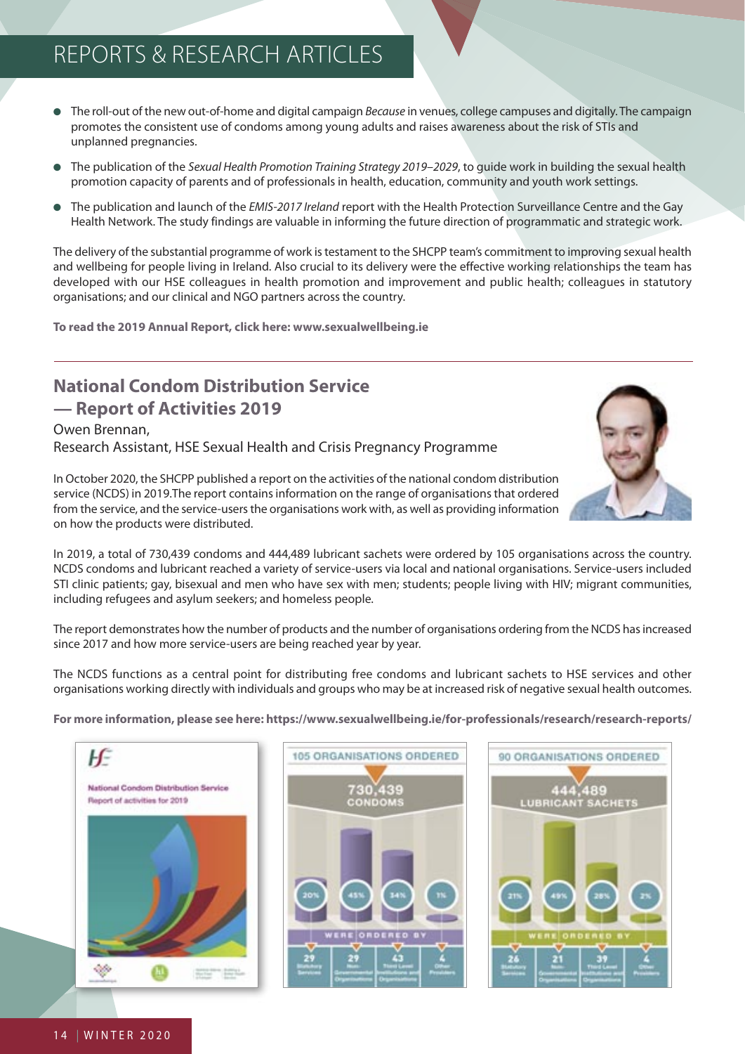- The roll-out of the new out-of-home and digital campaign *Because* in venues, college campuses and digitally. The campaign promotes the consistent use of condoms among young adults and raises awareness about the risk of STIs and unplanned pregnancies.
- The publication of the *Sexual Health Promotion Training Strategy 2019–2029*, to guide work in building the sexual health promotion capacity of parents and of professionals in health, education, community and youth work settings.
- The publication and launch of the *EMIS-2017 Ireland* report with the Health Protection Surveillance Centre and the Gay Health Network. The study findings are valuable in informing the future direction of programmatic and strategic work.

The delivery of the substantial programme of work is testament to the SHCPP team's commitment to improving sexual health and wellbeing for people living in Ireland. Also crucial to its delivery were the effective working relationships the team has developed with our HSE colleagues in health promotion and improvement and public health; colleagues in statutory organisations; and our clinical and NGO partners across the country.

**To read the 2019 Annual Report, click here: www.sexualwellbeing.ie**

## National Condom Distribution Service — Report of Activities 2019

Owen Brennan,
Research Assistant, HSE Sexual Health and Crisis Pregnancy Programme

In October 2020, the SHCPP published a report on the activities of the national condom distribution service (NCDS) in 2019. The report contains information on the range of organisations that ordered from the service, and the service-users the organisations work with, as well as providing information on how the products were distributed.

In 2019, a total of 730,439 condoms and 444,489 lubricant sachets were ordered by 105 organisations across the country. NCDS condoms and lubricant reached a variety of service-users via local and national organisations. Service-users included STI clinic patients; gay, bisexual and men who have sex with men; students; people living with HIV; migrant communities, including refugees and asylum seekers; and homeless people.

The report demonstrates how the number of products and the number of organisations ordering from the NCDS has increased since 2017 and how more service-users are being reached year by year.

The NCDS functions as a central point for distributing free condoms and lubricant sachets to HSE services and other organisations working directly with individuals and groups who may be at increased risk of negative sexual health outcomes.

**For more information, please see here: https://www.sexualwellbeing.ie/for-professionals/research/research-reports/**

National Condom Distribution Service
Report of activities for 2019

**105 ORGANISATIONS ORDERED — 730,439 CONDOMS — WERE ORDERED BY**

| Statutory Services | Non-Governmental Organisations | Third Level Institutions and Organisations | Other Providers |
|---|---|---|---|
| 20% | 45% | 34% | 1% |
| 29 | 29 | 43 | 4 |

**90 ORGANISATIONS ORDERED — 444,489 LUBRICANT SACHETS — WERE ORDERED BY**

| Statutory Services | Non-Governmental Organisations | Third Level Institutions and Organisations | Other Providers |
|---|---|---|---|
| 21% | 49% | 28% | 2% |
| 26 | 21 | 39 | 4 |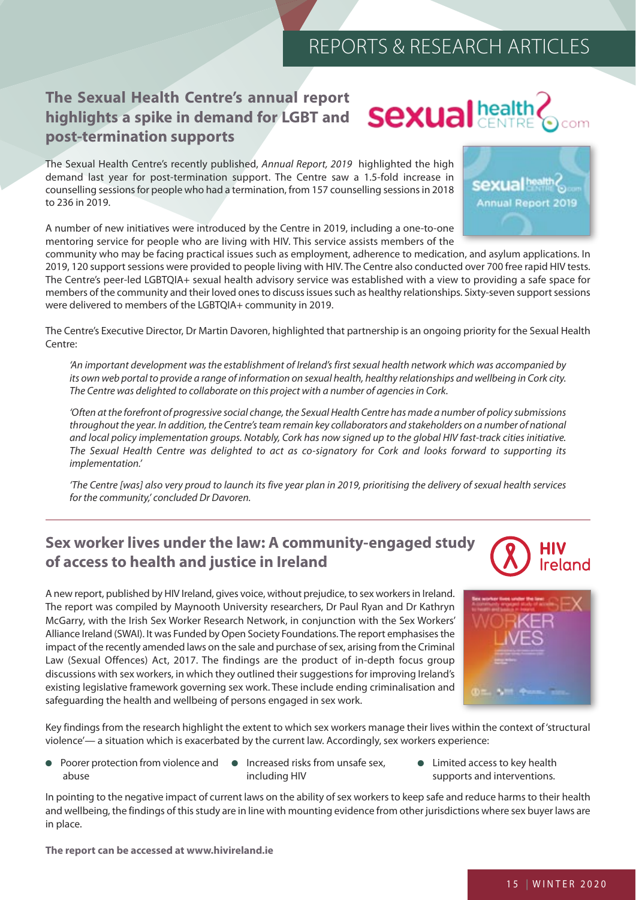# REPORTS & RESEARCH ARTICLES

## The Sexual Health Centre's annual report highlights a spike in demand for LGBT and post-termination supports

The Sexual Health Centre's recently published, *Annual Report, 2019* highlighted the high demand last year for post-termination support. The Centre saw a 1.5-fold increase in counselling sessions for people who had a termination, from 157 counselling sessions in 2018 to 236 in 2019.

A number of new initiatives were introduced by the Centre in 2019, including a one-to-one mentoring service for people who are living with HIV. This service assists members of the community who may be facing practical issues such as employment, adherence to medication, and asylum applications. In 2019, 120 support sessions were provided to people living with HIV. The Centre also conducted over 700 free rapid HIV tests. The Centre's peer-led LGBTQIA+ sexual health advisory service was established with a view to providing a safe space for members of the community and their loved ones to discuss issues such as healthy relationships. Sixty-seven support sessions were delivered to members of the LGBTQIA+ community in 2019.

The Centre's Executive Director, Dr Martin Davoren, highlighted that partnership is an ongoing priority for the Sexual Health Centre:

> *'An important development was the establishment of Ireland's first sexual health network which was accompanied by its own web portal to provide a range of information on sexual health, healthy relationships and wellbeing in Cork city. The Centre was delighted to collaborate on this project with a number of agencies in Cork.*
>
> *'Often at the forefront of progressive social change, the Sexual Health Centre has made a number of policy submissions throughout the year. In addition, the Centre's team remain key collaborators and stakeholders on a number of national and local policy implementation groups. Notably, Cork has now signed up to the global HIV fast-track cities initiative. The Sexual Health Centre was delighted to act as co-signatory for Cork and looks forward to supporting its implementation.'*
>
> *'The Centre [was] also very proud to launch its five year plan in 2019, prioritising the delivery of sexual health services for the community,' concluded Dr Davoren.*

## Sex worker lives under the law: A community-engaged study of access to health and justice in Ireland

A new report, published by HIV Ireland, gives voice, without prejudice, to sex workers in Ireland. The report was compiled by Maynooth University researchers, Dr Paul Ryan and Dr Kathryn McGarry, with the Irish Sex Worker Research Network, in conjunction with the Sex Workers' Alliance Ireland (SWAI). It was Funded by Open Society Foundations. The report emphasises the impact of the recently amended laws on the sale and purchase of sex, arising from the Criminal Law (Sexual Offences) Act, 2017. The findings are the product of in-depth focus group discussions with sex workers, in which they outlined their suggestions for improving Ireland's existing legislative framework governing sex work. These include ending criminalisation and safeguarding the health and wellbeing of persons engaged in sex work.

Key findings from the research highlight the extent to which sex workers manage their lives within the context of 'structural violence'— a situation which is exacerbated by the current law. Accordingly, sex workers experience:

- Poorer protection from violence and abuse
- Increased risks from unsafe sex, including HIV
- Limited access to key health supports and interventions.

In pointing to the negative impact of current laws on the ability of sex workers to keep safe and reduce harms to their health and wellbeing, the findings of this study are in line with mounting evidence from other jurisdictions where sex buyer laws are in place.

**The report can be accessed at www.hivireland.ie**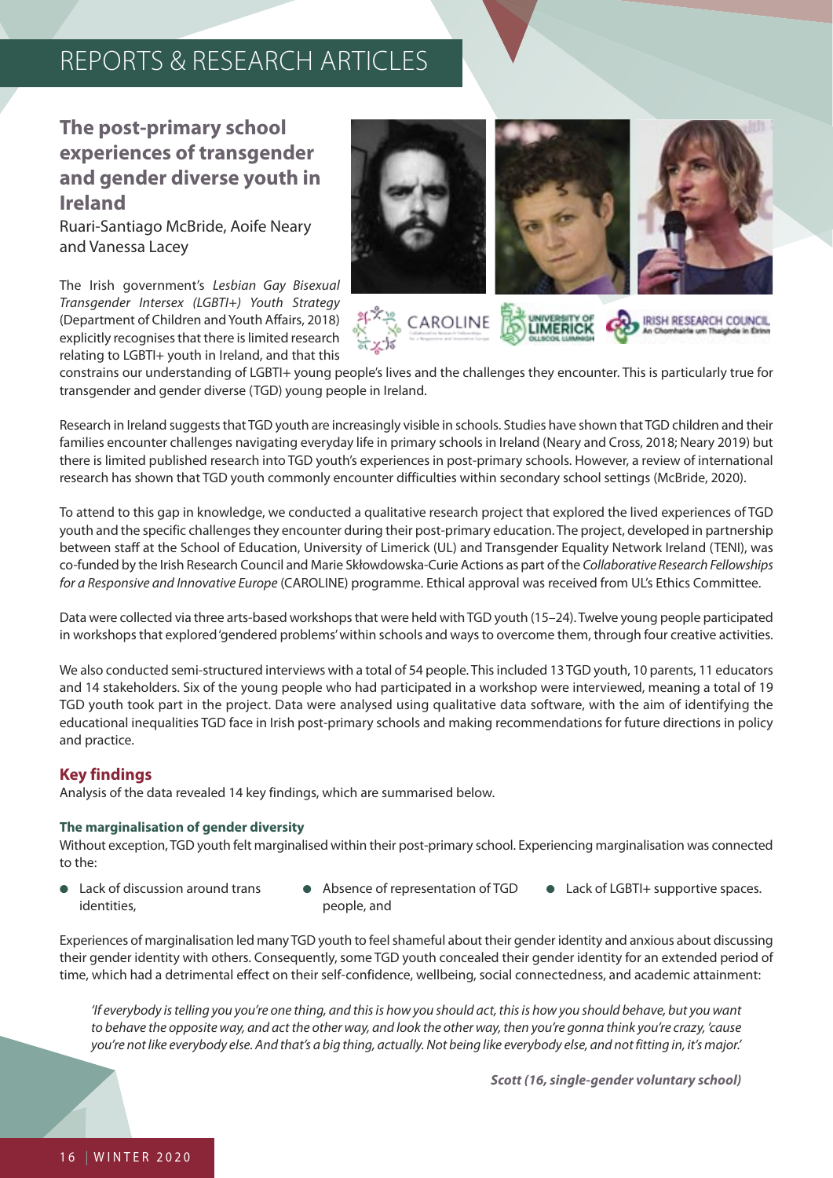# REPORTS & RESEARCH ARTICLES

## The post-primary school experiences of transgender and gender diverse youth in Ireland

Ruari-Santiago McBride, Aoife Neary and Vanessa Lacey

The Irish government's *Lesbian Gay Bisexual Transgender Intersex (LGBTI+) Youth Strategy* (Department of Children and Youth Affairs, 2018) explicitly recognises that there is limited research relating to LGBTI+ youth in Ireland, and that this constrains our understanding of LGBTI+ young people's lives and the challenges they encounter. This is particularly true for transgender and gender diverse (TGD) young people in Ireland.

Research in Ireland suggests that TGD youth are increasingly visible in schools. Studies have shown that TGD children and their families encounter challenges navigating everyday life in primary schools in Ireland (Neary and Cross, 2018; Neary 2019) but there is limited published research into TGD youth's experiences in post-primary schools. However, a review of international research has shown that TGD youth commonly encounter difficulties within secondary school settings (McBride, 2020).

To attend to this gap in knowledge, we conducted a qualitative research project that explored the lived experiences of TGD youth and the specific challenges they encounter during their post-primary education. The project, developed in partnership between staff at the School of Education, University of Limerick (UL) and Transgender Equality Network Ireland (TENI), was co-funded by the Irish Research Council and Marie Skłowdowska-Curie Actions as part of the *Collaborative Research Fellowships for a Responsive and Innovative Europe* (CAROLINE) programme. Ethical approval was received from UL's Ethics Committee.

Data were collected via three arts-based workshops that were held with TGD youth (15–24). Twelve young people participated in workshops that explored 'gendered problems' within schools and ways to overcome them, through four creative activities.

We also conducted semi-structured interviews with a total of 54 people. This included 13 TGD youth, 10 parents, 11 educators and 14 stakeholders. Six of the young people who had participated in a workshop were interviewed, meaning a total of 19 TGD youth took part in the project. Data were analysed using qualitative data software, with the aim of identifying the educational inequalities TGD face in Irish post-primary schools and making recommendations for future directions in policy and practice.

### Key findings

Analysis of the data revealed 14 key findings, which are summarised below.

#### The marginalisation of gender diversity

Without exception, TGD youth felt marginalised within their post-primary school. Experiencing marginalisation was connected to the:

- Lack of discussion around trans identities,
- Absence of representation of TGD people, and
- Lack of LGBTI+ supportive spaces.

Experiences of marginalisation led many TGD youth to feel shameful about their gender identity and anxious about discussing their gender identity with others. Consequently, some TGD youth concealed their gender identity for an extended period of time, which had a detrimental effect on their self-confidence, wellbeing, social connectedness, and academic attainment:

> *'If everybody is telling you you're one thing, and this is how you should act, this is how you should behave, but you want to behave the opposite way, and act the other way, and look the other way, then you're gonna think you're crazy, 'cause you're not like everybody else. And that's a big thing, actually. Not being like everybody else, and not fitting in, it's major.'*
>
> ***Scott (16, single-gender voluntary school)***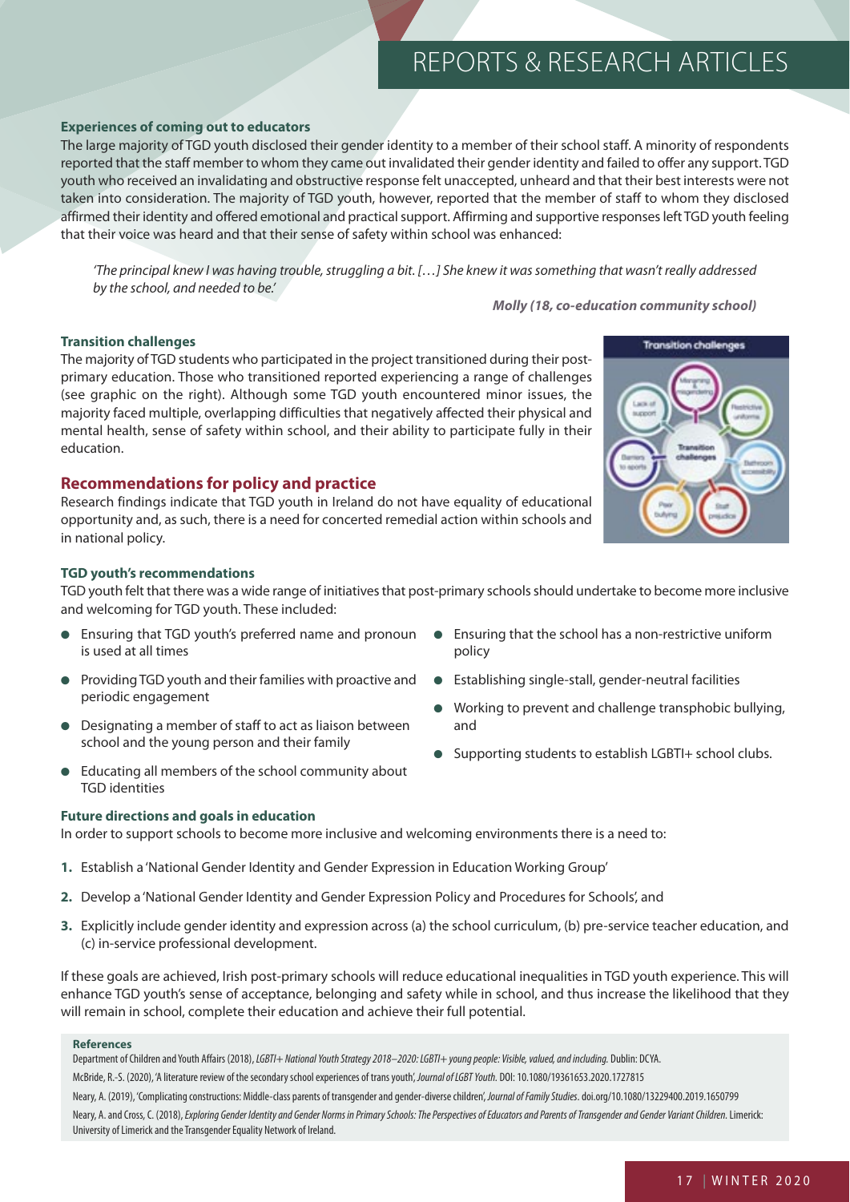### Experiences of coming out to educators

The large majority of TGD youth disclosed their gender identity to a member of their school staff. A minority of respondents reported that the staff member to whom they came out invalidated their gender identity and failed to offer any support. TGD youth who received an invalidating and obstructive response felt unaccepted, unheard and that their best interests were not taken into consideration. The majority of TGD youth, however, reported that the member of staff to whom they disclosed affirmed their identity and offered emotional and practical support. Affirming and supportive responses left TGD youth feeling that their voice was heard and that their sense of safety within school was enhanced:

> *'The principal knew I was having trouble, struggling a bit. […] She knew it was something that wasn't really addressed by the school, and needed to be.'*
>
> ***Molly (18, co-education community school)***

### Transition challenges

The majority of TGD students who participated in the project transitioned during their post-primary education. Those who transitioned reported experiencing a range of challenges (see graphic on the right). Although some TGD youth encountered minor issues, the majority faced multiple, overlapping difficulties that negatively affected their physical and mental health, sense of safety within school, and their ability to participate fully in their education.

## Recommendations for policy and practice

Research findings indicate that TGD youth in Ireland do not have equality of educational opportunity and, as such, there is a need for concerted remedial action within schools and in national policy.

### TGD youth's recommendations

TGD youth felt that there was a wide range of initiatives that post-primary schools should undertake to become more inclusive and welcoming for TGD youth. These included:

- Ensuring that TGD youth's preferred name and pronoun is used at all times
- Providing TGD youth and their families with proactive and periodic engagement
- Designating a member of staff to act as liaison between school and the young person and their family
- Educating all members of the school community about TGD identities
- Ensuring that the school has a non-restrictive uniform policy
- Establishing single-stall, gender-neutral facilities
- Working to prevent and challenge transphobic bullying, and
- Supporting students to establish LGBTI+ school clubs.

### Future directions and goals in education

In order to support schools to become more inclusive and welcoming environments there is a need to:

1. Establish a 'National Gender Identity and Gender Expression in Education Working Group'
2. Develop a 'National Gender Identity and Gender Expression Policy and Procedures for Schools', and
3. Explicitly include gender identity and expression across (a) the school curriculum, (b) pre-service teacher education, and (c) in-service professional development.

If these goals are achieved, Irish post-primary schools will reduce educational inequalities in TGD youth experience. This will enhance TGD youth's sense of acceptance, belonging and safety while in school, and thus increase the likelihood that they will remain in school, complete their education and achieve their full potential.

#### References

Department of Children and Youth Affairs (2018), *LGBTI+ National Youth Strategy 2018–2020: LGBTI+ young people: Visible, valued, and including.* Dublin: DCYA.

McBride, R.-S. (2020), 'A literature review of the secondary school experiences of trans youth', *Journal of LGBT Youth.* DOI: 10.1080/19361653.2020.1727815

Neary, A. (2019), 'Complicating constructions: Middle-class parents of transgender and gender-diverse children', *Journal of Family Studies*. doi.org/10.1080/13229400.2019.1650799

Neary, A. and Cross, C. (2018), *Exploring Gender Identity and Gender Norms in Primary Schools: The Perspectives of Educators and Parents of Transgender and Gender Variant Children.* Limerick: University of Limerick and the Transgender Equality Network of Ireland.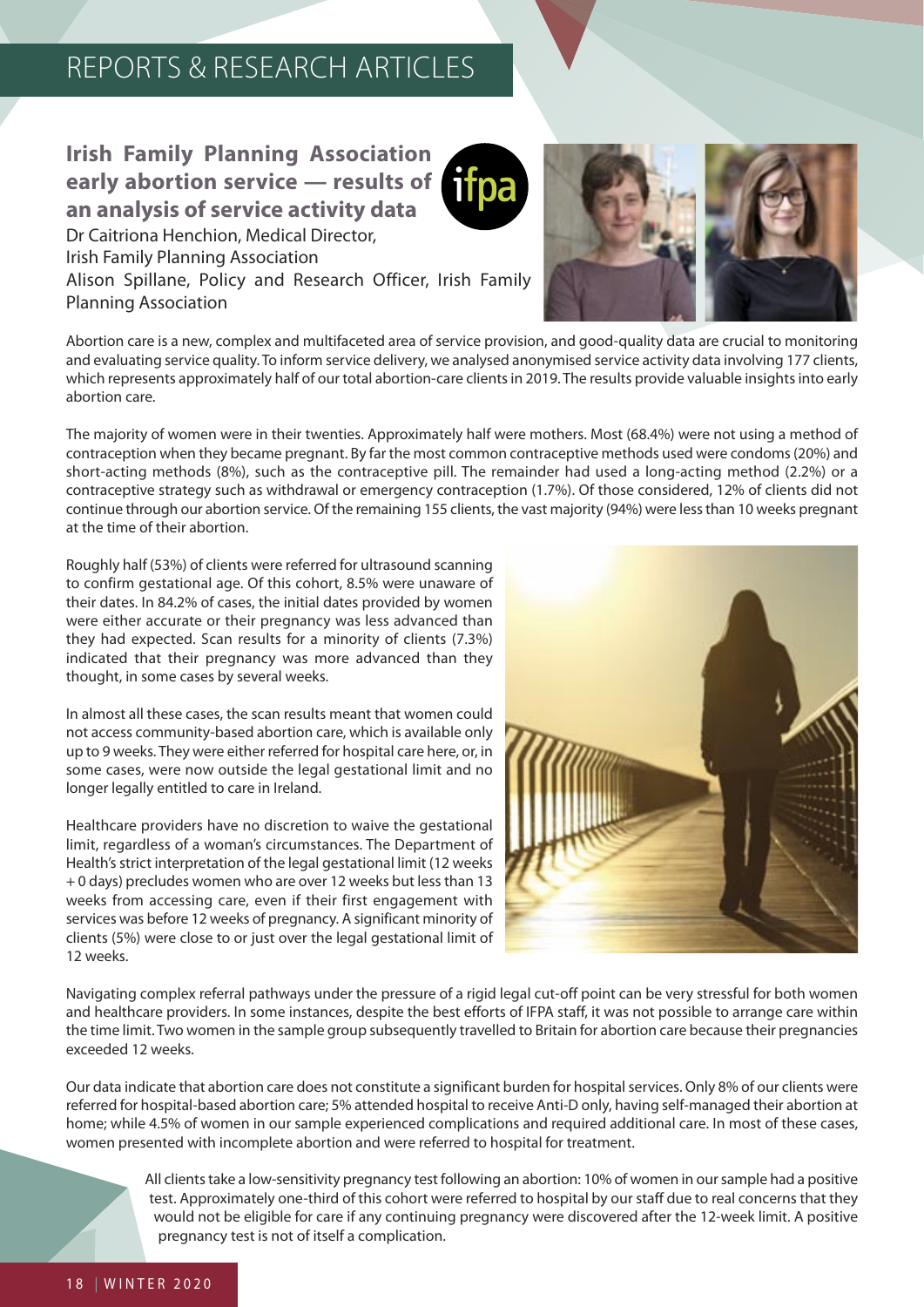## REPORTS & RESEARCH ARTICLES

### Irish Family Planning Association early abortion service — results of an analysis of service activity data

Dr Caitriona Henchion, Medical Director, Irish Family Planning Association

Alison Spillane, Policy and Research Officer, Irish Family Planning Association

Abortion care is a new, complex and multifaceted area of service provision, and good-quality data are crucial to monitoring and evaluating service quality. To inform service delivery, we analysed anonymised service activity data involving 177 clients, which represents approximately half of our total abortion-care clients in 2019. The results provide valuable insights into early abortion care.

The majority of women were in their twenties. Approximately half were mothers. Most (68.4%) were not using a method of contraception when they became pregnant. By far the most common contraceptive methods used were condoms (20%) and short-acting methods (8%), such as the contraceptive pill. The remainder had used a long-acting method (2.2%) or a contraceptive strategy such as withdrawal or emergency contraception (1.7%). Of those considered, 12% of clients did not continue through our abortion service. Of the remaining 155 clients, the vast majority (94%) were less than 10 weeks pregnant at the time of their abortion.

Roughly half (53%) of clients were referred for ultrasound scanning to confirm gestational age. Of this cohort, 8.5% were unaware of their dates. In 84.2% of cases, the initial dates provided by women were either accurate or their pregnancy was less advanced than they had expected. Scan results for a minority of clients (7.3%) indicated that their pregnancy was more advanced than they thought, in some cases by several weeks.

In almost all these cases, the scan results meant that women could not access community-based abortion care, which is available only up to 9 weeks. They were either referred for hospital care here, or, in some cases, were now outside the legal gestational limit and no longer legally entitled to care in Ireland.

Healthcare providers have no discretion to waive the gestational limit, regardless of a woman's circumstances. The Department of Health's strict interpretation of the legal gestational limit (12 weeks + 0 days) precludes women who are over 12 weeks but less than 13 weeks from accessing care, even if their first engagement with services was before 12 weeks of pregnancy. A significant minority of clients (5%) were close to or just over the legal gestational limit of 12 weeks.

Navigating complex referral pathways under the pressure of a rigid legal cut-off point can be very stressful for both women and healthcare providers. In some instances, despite the best efforts of IFPA staff, it was not possible to arrange care within the time limit. Two women in the sample group subsequently travelled to Britain for abortion care because their pregnancies exceeded 12 weeks.

Our data indicate that abortion care does not constitute a significant burden for hospital services. Only 8% of our clients were referred for hospital-based abortion care; 5% attended hospital to receive Anti-D only, having self-managed their abortion at home; while 4.5% of women in our sample experienced complications and required additional care. In most of these cases, women presented with incomplete abortion and were referred to hospital for treatment.

All clients take a low-sensitivity pregnancy test following an abortion: 10% of women in our sample had a positive test. Approximately one-third of this cohort were referred to hospital by our staff due to real concerns that they would not be eligible for care if any continuing pregnancy were discovered after the 12-week limit. A positive pregnancy test is not of itself a complication.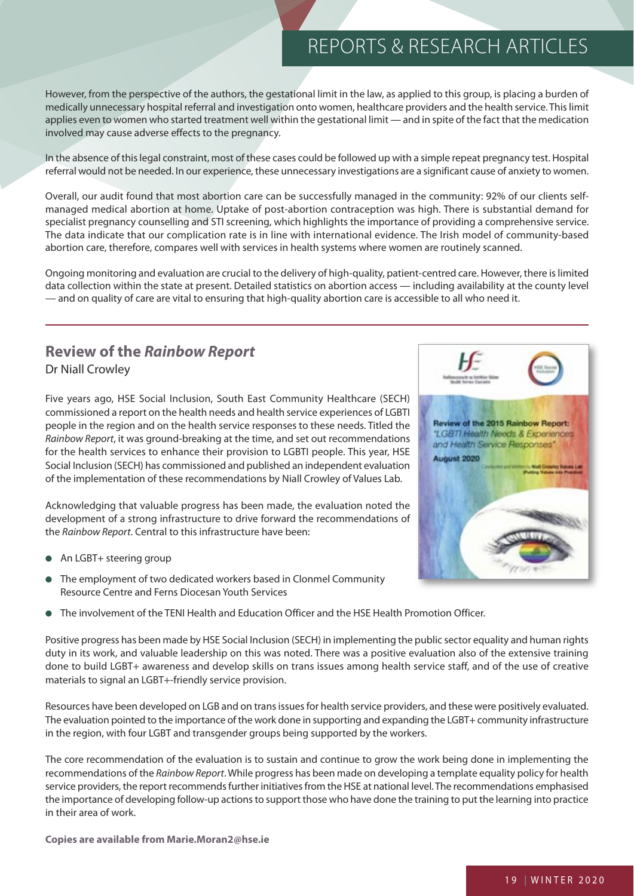However, from the perspective of the authors, the gestational limit in the law, as applied to this group, is placing a burden of medically unnecessary hospital referral and investigation onto women, healthcare providers and the health service. This limit applies even to women who started treatment well within the gestational limit — and in spite of the fact that the medication involved may cause adverse effects to the pregnancy.

In the absence of this legal constraint, most of these cases could be followed up with a simple repeat pregnancy test. Hospital referral would not be needed. In our experience, these unnecessary investigations are a significant cause of anxiety to women.

Overall, our audit found that most abortion care can be successfully managed in the community: 92% of our clients self-managed medical abortion at home. Uptake of post-abortion contraception was high. There is substantial demand for specialist pregnancy counselling and STI screening, which highlights the importance of providing a comprehensive service. The data indicate that our complication rate is in line with international evidence. The Irish model of community-based abortion care, therefore, compares well with services in health systems where women are routinely scanned.

Ongoing monitoring and evaluation are crucial to the delivery of high-quality, patient-centred care. However, there is limited data collection within the state at present. Detailed statistics on abortion access — including availability at the county level — and on quality of care are vital to ensuring that high-quality abortion care is accessible to all who need it.

## Review of the *Rainbow Report*

Dr Niall Crowley

Five years ago, HSE Social Inclusion, South East Community Healthcare (SECH) commissioned a report on the health needs and health service experiences of LGBTI people in the region and on the health service responses to these needs. Titled the *Rainbow Report*, it was ground-breaking at the time, and set out recommendations for the health services to enhance their provision to LGBTI people. This year, HSE Social Inclusion (SECH) has commissioned and published an independent evaluation of the implementation of these recommendations by Niall Crowley of Values Lab.

Acknowledging that valuable progress has been made, the evaluation noted the development of a strong infrastructure to drive forward the recommendations of the *Rainbow Report*. Central to this infrastructure have been:

- An LGBT+ steering group
- The employment of two dedicated workers based in Clonmel Community Resource Centre and Ferns Diocesan Youth Services
- The involvement of the TENI Health and Education Officer and the HSE Health Promotion Officer.

Positive progress has been made by HSE Social Inclusion (SECH) in implementing the public sector equality and human rights duty in its work, and valuable leadership on this was noted. There was a positive evaluation also of the extensive training done to build LGBT+ awareness and develop skills on trans issues among health service staff, and of the use of creative materials to signal an LGBT+-friendly service provision.

Resources have been developed on LGB and on trans issues for health service providers, and these were positively evaluated. The evaluation pointed to the importance of the work done in supporting and expanding the LGBT+ community infrastructure in the region, with four LGBT and transgender groups being supported by the workers.

The core recommendation of the evaluation is to sustain and continue to grow the work being done in implementing the recommendations of the *Rainbow Report*. While progress has been made on developing a template equality policy for health service providers, the report recommends further initiatives from the HSE at national level. The recommendations emphasised the importance of developing follow-up actions to support those who have done the training to put the learning into practice in their area of work.

**Copies are available from Marie.Moran2@hse.ie**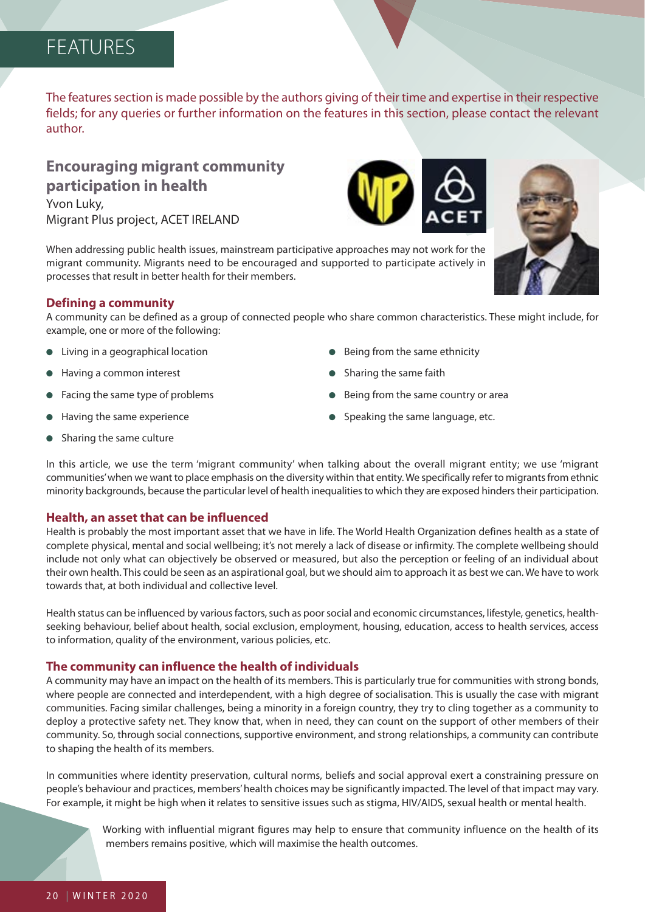# FEATURES

The features section is made possible by the authors giving of their time and expertise in their respective fields; for any queries or further information on the features in this section, please contact the relevant author.

## Encouraging migrant community participation in health

Yvon Luky,
Migrant Plus project, ACET IRELAND

When addressing public health issues, mainstream participative approaches may not work for the migrant community. Migrants need to be encouraged and supported to participate actively in processes that result in better health for their members.

### Defining a community

A community can be defined as a group of connected people who share common characteristics. These might include, for example, one or more of the following:

- Living in a geographical location
- Having a common interest
- Facing the same type of problems
- Having the same experience
- Sharing the same culture
- Being from the same ethnicity
- Sharing the same faith
- Being from the same country or area
- Speaking the same language, etc.

In this article, we use the term 'migrant community' when talking about the overall migrant entity; we use 'migrant communities' when we want to place emphasis on the diversity within that entity. We specifically refer to migrants from ethnic minority backgrounds, because the particular level of health inequalities to which they are exposed hinders their participation.

### Health, an asset that can be influenced

Health is probably the most important asset that we have in life. The World Health Organization defines health as a state of complete physical, mental and social wellbeing; it's not merely a lack of disease or infirmity. The complete wellbeing should include not only what can objectively be observed or measured, but also the perception or feeling of an individual about their own health. This could be seen as an aspirational goal, but we should aim to approach it as best we can. We have to work towards that, at both individual and collective level.

Health status can be influenced by various factors, such as poor social and economic circumstances, lifestyle, genetics, health-seeking behaviour, belief about health, social exclusion, employment, housing, education, access to health services, access to information, quality of the environment, various policies, etc.

### The community can influence the health of individuals

A community may have an impact on the health of its members. This is particularly true for communities with strong bonds, where people are connected and interdependent, with a high degree of socialisation. This is usually the case with migrant communities. Facing similar challenges, being a minority in a foreign country, they try to cling together as a community to deploy a protective safety net. They know that, when in need, they can count on the support of other members of their community. So, through social connections, supportive environment, and strong relationships, a community can contribute to shaping the health of its members.

In communities where identity preservation, cultural norms, beliefs and social approval exert a constraining pressure on people's behaviour and practices, members' health choices may be significantly impacted. The level of that impact may vary. For example, it might be high when it relates to sensitive issues such as stigma, HIV/AIDS, sexual health or mental health.

Working with influential migrant figures may help to ensure that community influence on the health of its members remains positive, which will maximise the health outcomes.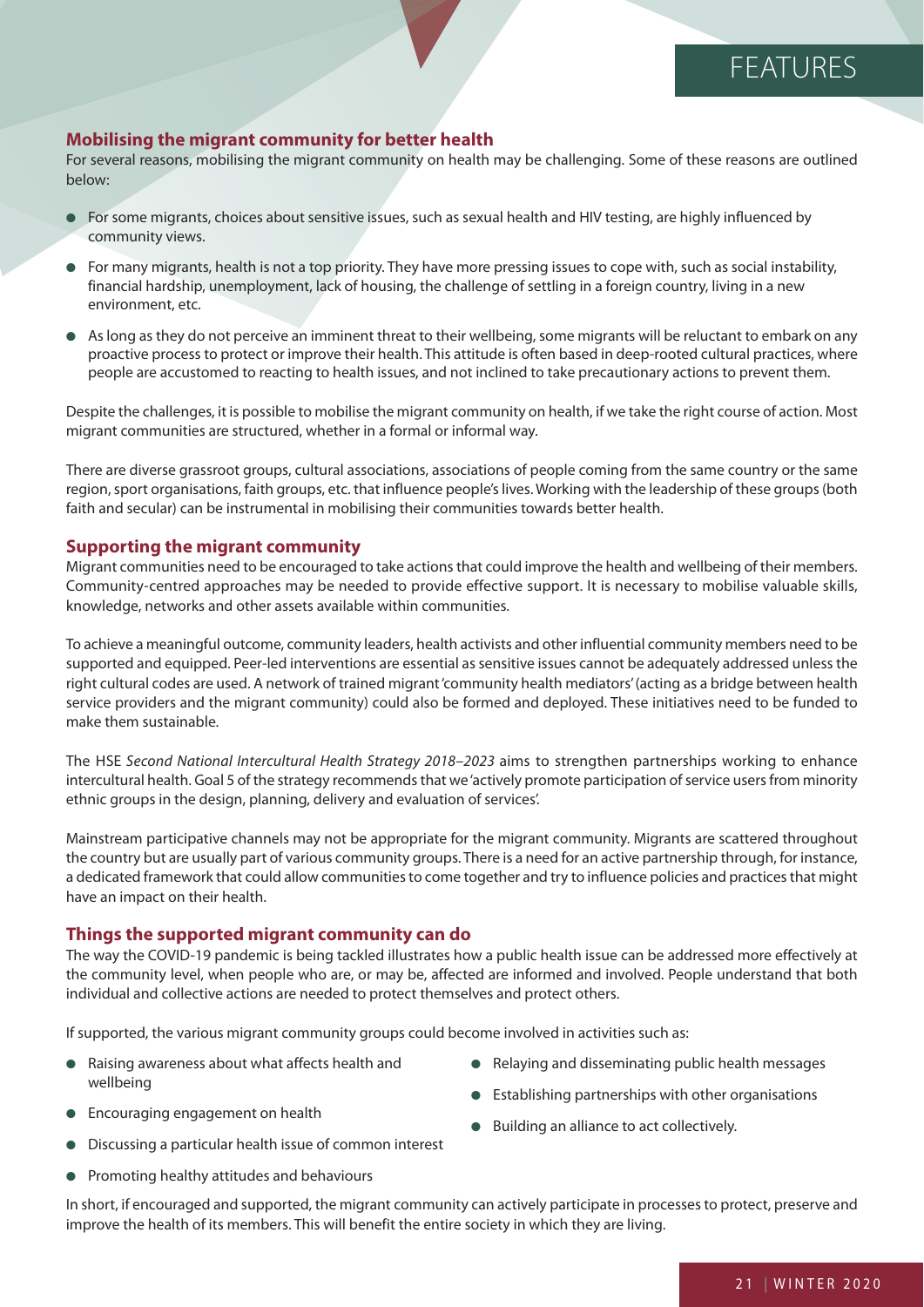## Mobilising the migrant community for better health

For several reasons, mobilising the migrant community on health may be challenging. Some of these reasons are outlined below:

- For some migrants, choices about sensitive issues, such as sexual health and HIV testing, are highly influenced by community views.
- For many migrants, health is not a top priority. They have more pressing issues to cope with, such as social instability, financial hardship, unemployment, lack of housing, the challenge of settling in a foreign country, living in a new environment, etc.
- As long as they do not perceive an imminent threat to their wellbeing, some migrants will be reluctant to embark on any proactive process to protect or improve their health. This attitude is often based in deep-rooted cultural practices, where people are accustomed to reacting to health issues, and not inclined to take precautionary actions to prevent them.

Despite the challenges, it is possible to mobilise the migrant community on health, if we take the right course of action. Most migrant communities are structured, whether in a formal or informal way.

There are diverse grassroot groups, cultural associations, associations of people coming from the same country or the same region, sport organisations, faith groups, etc. that influence people's lives. Working with the leadership of these groups (both faith and secular) can be instrumental in mobilising their communities towards better health.

## Supporting the migrant community

Migrant communities need to be encouraged to take actions that could improve the health and wellbeing of their members. Community-centred approaches may be needed to provide effective support. It is necessary to mobilise valuable skills, knowledge, networks and other assets available within communities.

To achieve a meaningful outcome, community leaders, health activists and other influential community members need to be supported and equipped. Peer-led interventions are essential as sensitive issues cannot be adequately addressed unless the right cultural codes are used. A network of trained migrant 'community health mediators' (acting as a bridge between health service providers and the migrant community) could also be formed and deployed. These initiatives need to be funded to make them sustainable.

The HSE *Second National Intercultural Health Strategy 2018–2023* aims to strengthen partnerships working to enhance intercultural health. Goal 5 of the strategy recommends that we 'actively promote participation of service users from minority ethnic groups in the design, planning, delivery and evaluation of services'.

Mainstream participative channels may not be appropriate for the migrant community. Migrants are scattered throughout the country but are usually part of various community groups. There is a need for an active partnership through, for instance, a dedicated framework that could allow communities to come together and try to influence policies and practices that might have an impact on their health.

## Things the supported migrant community can do

The way the COVID-19 pandemic is being tackled illustrates how a public health issue can be addressed more effectively at the community level, when people who are, or may be, affected are informed and involved. People understand that both individual and collective actions are needed to protect themselves and protect others.

If supported, the various migrant community groups could become involved in activities such as:

- Raising awareness about what affects health and wellbeing
- Encouraging engagement on health
- Discussing a particular health issue of common interest
- Promoting healthy attitudes and behaviours
- Relaying and disseminating public health messages
- Establishing partnerships with other organisations
- Building an alliance to act collectively.

In short, if encouraged and supported, the migrant community can actively participate in processes to protect, preserve and improve the health of its members. This will benefit the entire society in which they are living.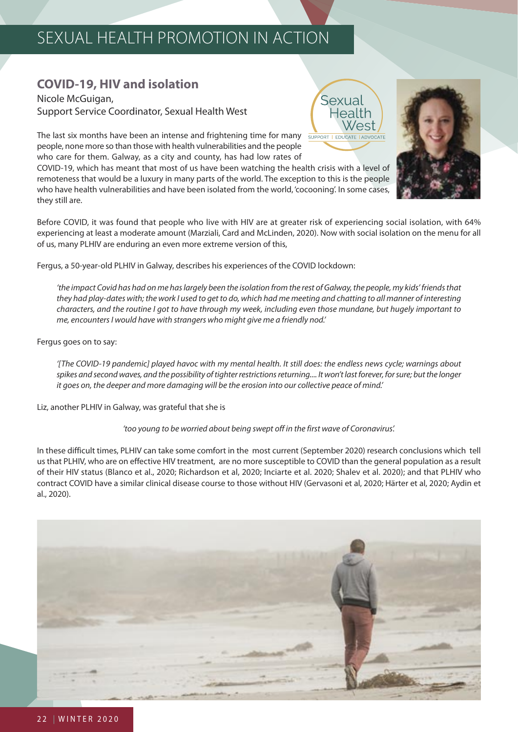## COVID-19, HIV and isolation

Nicole McGuigan,
Support Service Coordinator, Sexual Health West

The last six months have been an intense and frightening time for many people, none more so than those with health vulnerabilities and the people who care for them. Galway, as a city and county, has had low rates of COVID-19, which has meant that most of us have been watching the health crisis with a level of remoteness that would be a luxury in many parts of the world. The exception to this is the people who have health vulnerabilities and have been isolated from the world, 'cocooning'. In some cases, they still are.

Before COVID, it was found that people who live with HIV are at greater risk of experiencing social isolation, with 64% experiencing at least a moderate amount (Marziali, Card and McLinden, 2020). Now with social isolation on the menu for all of us, many PLHIV are enduring an even more extreme version of this,

Fergus, a 50-year-old PLHIV in Galway, describes his experiences of the COVID lockdown:

*'the impact Covid has had on me has largely been the isolation from the rest of Galway, the people, my kids' friends that they had play-dates with; the work I used to get to do, which had me meeting and chatting to all manner of interesting characters, and the routine I got to have through my week, including even those mundane, but hugely important to me, encounters I would have with strangers who might give me a friendly nod.'*

Fergus goes on to say:

*'[The COVID-19 pandemic] played havoc with my mental health. It still does: the endless news cycle; warnings about spikes and second waves, and the possibility of tighter restrictions returning.... It won't last forever, for sure; but the longer it goes on, the deeper and more damaging will be the erosion into our collective peace of mind.'*

Liz, another PLHIV in Galway, was grateful that she is

*'too young to be worried about being swept off in the first wave of Coronavirus'.*

In these difficult times, PLHIV can take some comfort in the most current (September 2020) research conclusions which tell us that PLHIV, who are on effective HIV treatment, are no more susceptible to COVID than the general population as a result of their HIV status (Blanco et al., 2020; Richardson et al, 2020; Inciarte et al. 2020; Shalev et al. 2020); and that PLHIV who contract COVID have a similar clinical disease course to those without HIV (Gervasoni et al, 2020; Härter et al, 2020; Aydin et al., 2020).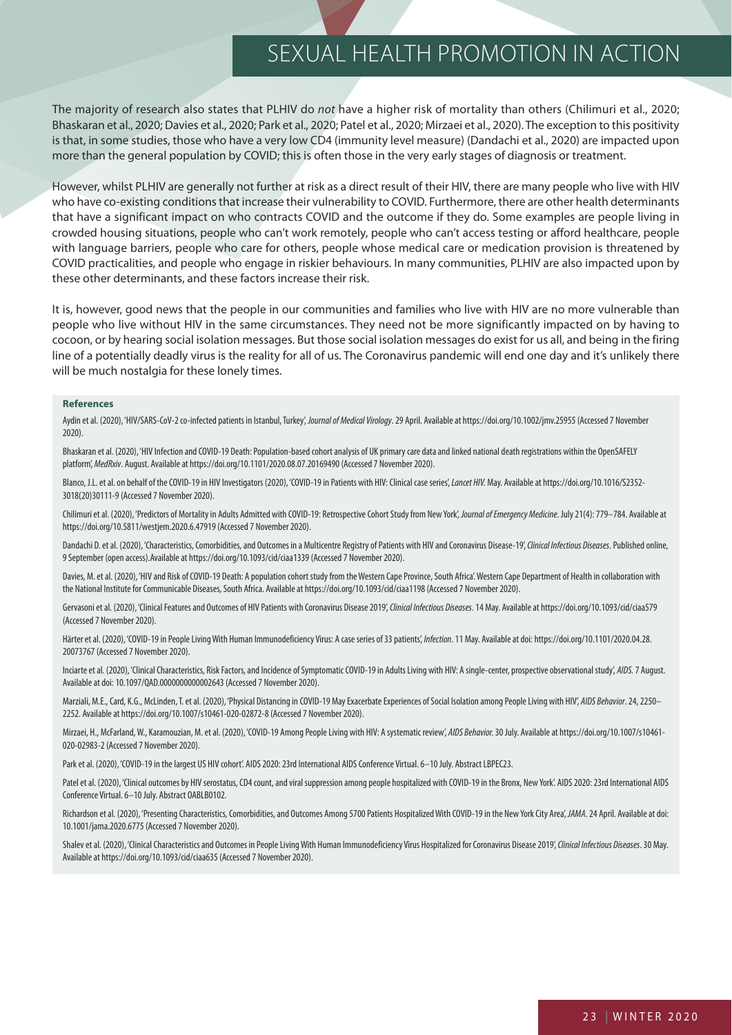The majority of research also states that PLHIV do *not* have a higher risk of mortality than others (Chilimuri et al., 2020; Bhaskaran et al., 2020; Davies et al., 2020; Park et al., 2020; Patel et al., 2020; Mirzaei et al., 2020). The exception to this positivity is that, in some studies, those who have a very low CD4 (immunity level measure) (Dandachi et al., 2020) are impacted upon more than the general population by COVID; this is often those in the very early stages of diagnosis or treatment.

However, whilst PLHIV are generally not further at risk as a direct result of their HIV, there are many people who live with HIV who have co-existing conditions that increase their vulnerability to COVID. Furthermore, there are other health determinants that have a significant impact on who contracts COVID and the outcome if they do. Some examples are people living in crowded housing situations, people who can't work remotely, people who can't access testing or afford healthcare, people with language barriers, people who care for others, people whose medical care or medication provision is threatened by COVID practicalities, and people who engage in riskier behaviours. In many communities, PLHIV are also impacted upon by these other determinants, and these factors increase their risk.

It is, however, good news that the people in our communities and families who live with HIV are no more vulnerable than people who live without HIV in the same circumstances. They need not be more significantly impacted on by having to cocoon, or by hearing social isolation messages. But those social isolation messages do exist for us all, and being in the firing line of a potentially deadly virus is the reality for all of us. The Coronavirus pandemic will end one day and it's unlikely there will be much nostalgia for these lonely times.

#### References

Aydin et al. (2020), 'HIV/SARS-CoV-2 co-infected patients in Istanbul, Turkey', *Journal of Medical Virology*. 29 April. Available at https://doi.org/10.1002/jmv.25955 (Accessed 7 November 2020).

Bhaskaran et al. (2020), 'HIV Infection and COVID-19 Death: Population-based cohort analysis of UK primary care data and linked national death registrations within the OpenSAFELY platform', *MedRxiv*. August. Available at https://doi.org/10.1101/2020.08.07.20169490 (Accessed 7 November 2020).

Blanco, J.L. et al. on behalf of the COVID-19 in HIV Investigators (2020), 'COVID-19 in Patients with HIV: Clinical case series', *Lancet HIV.* May. Available at https://doi.org/10.1016/S2352-3018(20)30111-9 (Accessed 7 November 2020).

Chilimuri et al. (2020), 'Predictors of Mortality in Adults Admitted with COVID-19: Retrospective Cohort Study from New York', *Journal of Emergency Medicine*. July 21(4): 779–784. Available at https://doi.org/10.5811/westjem.2020.6.47919 (Accessed 7 November 2020).

Dandachi D. et al. (2020), 'Characteristics, Comorbidities, and Outcomes in a Multicentre Registry of Patients with HIV and Coronavirus Disease-19', *Clinical Infectious Diseases*. Published online, 9 September (open access).Available at https://doi.org/10.1093/cid/ciaa1339 (Accessed 7 November 2020).

Davies, M. et al. (2020), 'HIV and Risk of COVID-19 Death: A population cohort study from the Western Cape Province, South Africa'. Western Cape Department of Health in collaboration with the National Institute for Communicable Diseases, South Africa. Available at https://doi.org/10.1093/cid/ciaa1198 (Accessed 7 November 2020).

Gervasoni et al. (2020), 'Clinical Features and Outcomes of HIV Patients with Coronavirus Disease 2019', *Clinical Infectious Diseases*. 14 May. Available at https://doi.org/10.1093/cid/ciaa579 (Accessed 7 November 2020).

Härter et al. (2020), 'COVID-19 in People Living With Human Immunodeficiency Virus: A case series of 33 patients', *Infection*. 11 May. Available at doi: https://doi.org/10.1101/2020.04.28.20073767 (Accessed 7 November 2020).

Inciarte et al. (2020), 'Clinical Characteristics, Risk Factors, and Incidence of Symptomatic COVID-19 in Adults Living with HIV: A single-center, prospective observational study', *AIDS.* 7 August. Available at doi: 10.1097/QAD.0000000000002643 (Accessed 7 November 2020).

Marziali, M.E., Card, K.G., McLinden, T. et al. (2020), 'Physical Distancing in COVID-19 May Exacerbate Experiences of Social Isolation among People Living with HIV', *AIDS Behavior*. 24, 2250–2252. Available at https://doi.org/10.1007/s10461-020-02872-8 (Accessed 7 November 2020).

Mirzaei, H., McFarland, W., Karamouzian, M. et al. (2020), 'COVID-19 Among People Living with HIV: A systematic review', *AIDS Behavior.* 30 July. Available at https://doi.org/10.1007/s10461-020-02983-2 (Accessed 7 November 2020).

Park et al. (2020), 'COVID-19 in the largest US HIV cohort'. AIDS 2020: 23rd International AIDS Conference Virtual. 6–10 July. Abstract LBPEC23.

Patel et al. (2020), 'Clinical outcomes by HIV serostatus, CD4 count, and viral suppression among people hospitalized with COVID-19 in the Bronx, New York'. AIDS 2020: 23rd International AIDS Conference Virtual. 6–10 July. Abstract OABLB0102.

Richardson et al. (2020), 'Presenting Characteristics, Comorbidities, and Outcomes Among 5700 Patients Hospitalized With COVID-19 in the New York City Area', *JAMA*. 24 April. Available at doi: 10.1001/jama.2020.6775 (Accessed 7 November 2020).

Shalev et al. (2020), 'Clinical Characteristics and Outcomes in People Living With Human Immunodeficiency Virus Hospitalized for Coronavirus Disease 2019', *Clinical Infectious Diseases*. 30 May. Available at https://doi.org/10.1093/cid/ciaa635 (Accessed 7 November 2020).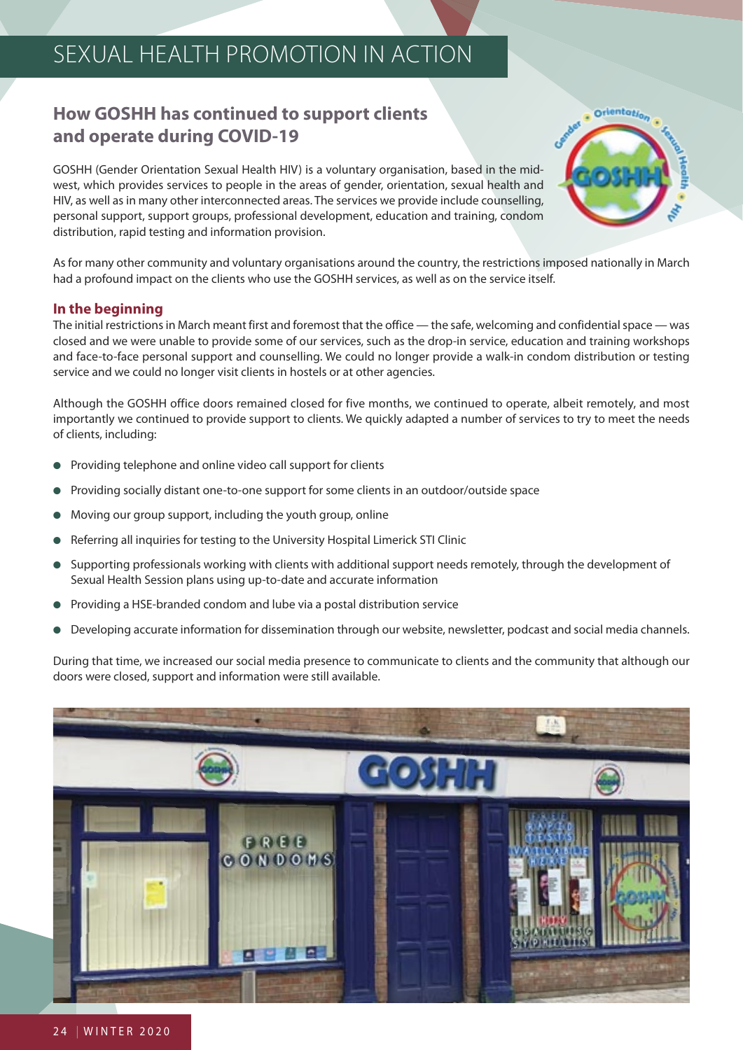# SEXUAL HEALTH PROMOTION IN ACTION

## How GOSHH has continued to support clients and operate during COVID-19

GOSHH (Gender Orientation Sexual Health HIV) is a voluntary organisation, based in the mid-west, which provides services to people in the areas of gender, orientation, sexual health and HIV, as well as in many other interconnected areas. The services we provide include counselling, personal support, support groups, professional development, education and training, condom distribution, rapid testing and information provision.

As for many other community and voluntary organisations around the country, the restrictions imposed nationally in March had a profound impact on the clients who use the GOSHH services, as well as on the service itself.

### In the beginning

The initial restrictions in March meant first and foremost that the office — the safe, welcoming and confidential space — was closed and we were unable to provide some of our services, such as the drop-in service, education and training workshops and face-to-face personal support and counselling. We could no longer provide a walk-in condom distribution or testing service and we could no longer visit clients in hostels or at other agencies.

Although the GOSHH office doors remained closed for five months, we continued to operate, albeit remotely, and most importantly we continued to provide support to clients. We quickly adapted a number of services to try to meet the needs of clients, including:

- Providing telephone and online video call support for clients
- Providing socially distant one-to-one support for some clients in an outdoor/outside space
- Moving our group support, including the youth group, online
- Referring all inquiries for testing to the University Hospital Limerick STI Clinic
- Supporting professionals working with clients with additional support needs remotely, through the development of Sexual Health Session plans using up-to-date and accurate information
- Providing a HSE-branded condom and lube via a postal distribution service
- Developing accurate information for dissemination through our website, newsletter, podcast and social media channels.

During that time, we increased our social media presence to communicate to clients and the community that although our doors were closed, support and information were still available.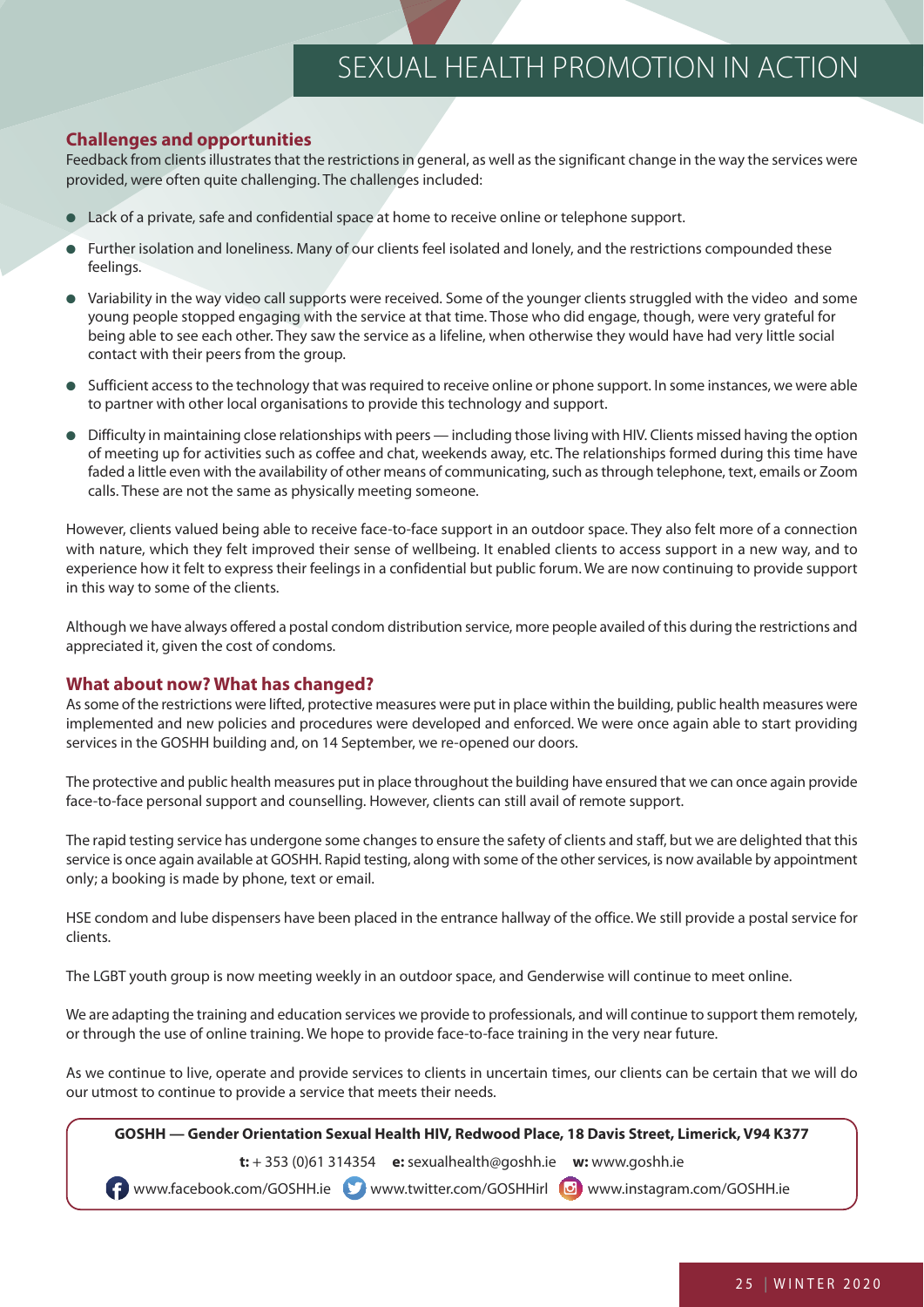## Challenges and opportunities

Feedback from clients illustrates that the restrictions in general, as well as the significant change in the way the services were provided, were often quite challenging. The challenges included:

- Lack of a private, safe and confidential space at home to receive online or telephone support.
- Further isolation and loneliness. Many of our clients feel isolated and lonely, and the restrictions compounded these feelings.
- Variability in the way video call supports were received. Some of the younger clients struggled with the video and some young people stopped engaging with the service at that time. Those who did engage, though, were very grateful for being able to see each other. They saw the service as a lifeline, when otherwise they would have had very little social contact with their peers from the group.
- Sufficient access to the technology that was required to receive online or phone support. In some instances, we were able to partner with other local organisations to provide this technology and support.
- Difficulty in maintaining close relationships with peers — including those living with HIV. Clients missed having the option of meeting up for activities such as coffee and chat, weekends away, etc. The relationships formed during this time have faded a little even with the availability of other means of communicating, such as through telephone, text, emails or Zoom calls. These are not the same as physically meeting someone.

However, clients valued being able to receive face-to-face support in an outdoor space. They also felt more of a connection with nature, which they felt improved their sense of wellbeing. It enabled clients to access support in a new way, and to experience how it felt to express their feelings in a confidential but public forum. We are now continuing to provide support in this way to some of the clients.

Although we have always offered a postal condom distribution service, more people availed of this during the restrictions and appreciated it, given the cost of condoms.

## What about now? What has changed?

As some of the restrictions were lifted, protective measures were put in place within the building, public health measures were implemented and new policies and procedures were developed and enforced. We were once again able to start providing services in the GOSHH building and, on 14 September, we re-opened our doors.

The protective and public health measures put in place throughout the building have ensured that we can once again provide face-to-face personal support and counselling. However, clients can still avail of remote support.

The rapid testing service has undergone some changes to ensure the safety of clients and staff, but we are delighted that this service is once again available at GOSHH. Rapid testing, along with some of the other services, is now available by appointment only; a booking is made by phone, text or email.

HSE condom and lube dispensers have been placed in the entrance hallway of the office. We still provide a postal service for clients.

The LGBT youth group is now meeting weekly in an outdoor space, and Genderwise will continue to meet online.

We are adapting the training and education services we provide to professionals, and will continue to support them remotely, or through the use of online training. We hope to provide face-to-face training in the very near future.

As we continue to live, operate and provide services to clients in uncertain times, our clients can be certain that we will do our utmost to continue to provide a service that meets their needs.

**GOSHH — Gender Orientation Sexual Health HIV, Redwood Place, 18 Davis Street, Limerick, V94 K377**

**t:** + 353 (0)61 314354 **e:** sexualhealth@goshh.ie **w:** www.goshh.ie

www.facebook.com/GOSHH.ie www.twitter.com/GOSHHirl www.instagram.com/GOSHH.ie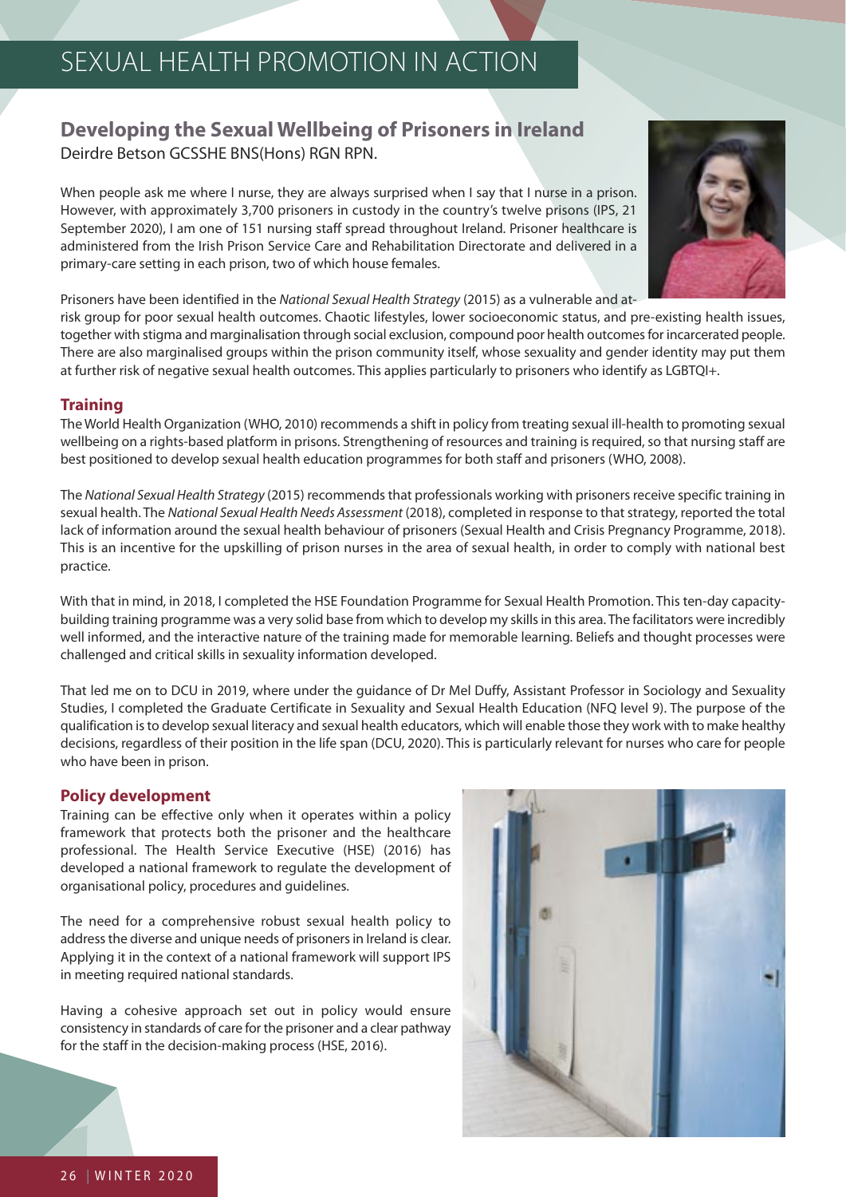# SEXUAL HEALTH PROMOTION IN ACTION

## Developing the Sexual Wellbeing of Prisoners in Ireland

Deirdre Betson GCSSHE BNS(Hons) RGN RPN.

When people ask me where I nurse, they are always surprised when I say that I nurse in a prison. However, with approximately 3,700 prisoners in custody in the country's twelve prisons (IPS, 21 September 2020), I am one of 151 nursing staff spread throughout Ireland. Prisoner healthcare is administered from the Irish Prison Service Care and Rehabilitation Directorate and delivered in a primary-care setting in each prison, two of which house females.

Prisoners have been identified in the *National Sexual Health Strategy* (2015) as a vulnerable and at-risk group for poor sexual health outcomes. Chaotic lifestyles, lower socioeconomic status, and pre-existing health issues, together with stigma and marginalisation through social exclusion, compound poor health outcomes for incarcerated people. There are also marginalised groups within the prison community itself, whose sexuality and gender identity may put them at further risk of negative sexual health outcomes. This applies particularly to prisoners who identify as LGBTQI+.

### Training

The World Health Organization (WHO, 2010) recommends a shift in policy from treating sexual ill-health to promoting sexual wellbeing on a rights-based platform in prisons. Strengthening of resources and training is required, so that nursing staff are best positioned to develop sexual health education programmes for both staff and prisoners (WHO, 2008).

The *National Sexual Health Strategy* (2015) recommends that professionals working with prisoners receive specific training in sexual health. The *National Sexual Health Needs Assessment* (2018), completed in response to that strategy, reported the total lack of information around the sexual health behaviour of prisoners (Sexual Health and Crisis Pregnancy Programme, 2018). This is an incentive for the upskilling of prison nurses in the area of sexual health, in order to comply with national best practice.

With that in mind, in 2018, I completed the HSE Foundation Programme for Sexual Health Promotion. This ten-day capacity-building training programme was a very solid base from which to develop my skills in this area. The facilitators were incredibly well informed, and the interactive nature of the training made for memorable learning. Beliefs and thought processes were challenged and critical skills in sexuality information developed.

That led me on to DCU in 2019, where under the guidance of Dr Mel Duffy, Assistant Professor in Sociology and Sexuality Studies, I completed the Graduate Certificate in Sexuality and Sexual Health Education (NFQ level 9). The purpose of the qualification is to develop sexual literacy and sexual health educators, which will enable those they work with to make healthy decisions, regardless of their position in the life span (DCU, 2020). This is particularly relevant for nurses who care for people who have been in prison.

### Policy development

Training can be effective only when it operates within a policy framework that protects both the prisoner and the healthcare professional. The Health Service Executive (HSE) (2016) has developed a national framework to regulate the development of organisational policy, procedures and guidelines.

The need for a comprehensive robust sexual health policy to address the diverse and unique needs of prisoners in Ireland is clear. Applying it in the context of a national framework will support IPS in meeting required national standards.

Having a cohesive approach set out in policy would ensure consistency in standards of care for the prisoner and a clear pathway for the staff in the decision-making process (HSE, 2016).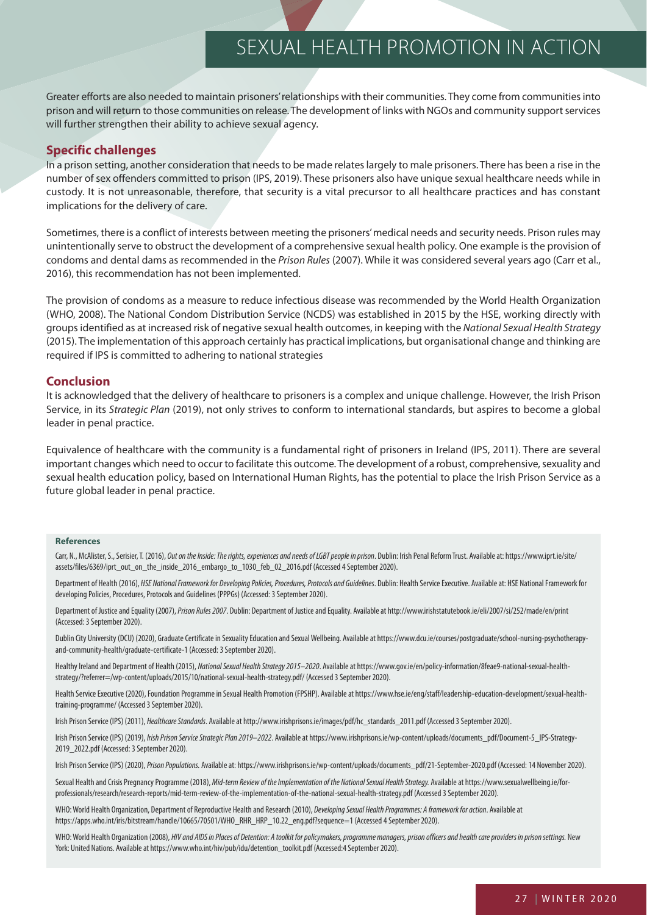Greater efforts are also needed to maintain prisoners' relationships with their communities. They come from communities into prison and will return to those communities on release. The development of links with NGOs and community support services will further strengthen their ability to achieve sexual agency.

## Specific challenges

In a prison setting, another consideration that needs to be made relates largely to male prisoners. There has been a rise in the number of sex offenders committed to prison (IPS, 2019). These prisoners also have unique sexual healthcare needs while in custody. It is not unreasonable, therefore, that security is a vital precursor to all healthcare practices and has constant implications for the delivery of care.

Sometimes, there is a conflict of interests between meeting the prisoners' medical needs and security needs. Prison rules may unintentionally serve to obstruct the development of a comprehensive sexual health policy. One example is the provision of condoms and dental dams as recommended in the *Prison Rules* (2007). While it was considered several years ago (Carr et al., 2016), this recommendation has not been implemented.

The provision of condoms as a measure to reduce infectious disease was recommended by the World Health Organization (WHO, 2008). The National Condom Distribution Service (NCDS) was established in 2015 by the HSE, working directly with groups identified as at increased risk of negative sexual health outcomes, in keeping with the *National Sexual Health Strategy* (2015). The implementation of this approach certainly has practical implications, but organisational change and thinking are required if IPS is committed to adhering to national strategies

## Conclusion

It is acknowledged that the delivery of healthcare to prisoners is a complex and unique challenge. However, the Irish Prison Service, in its *Strategic Plan* (2019), not only strives to conform to international standards, but aspires to become a global leader in penal practice.

Equivalence of healthcare with the community is a fundamental right of prisoners in Ireland (IPS, 2011). There are several important changes which need to occur to facilitate this outcome. The development of a robust, comprehensive, sexuality and sexual health education policy, based on International Human Rights, has the potential to place the Irish Prison Service as a future global leader in penal practice.

### References

Carr, N., McAlister, S., Serisier, T. (2016), *Out on the Inside: The rights, experiences and needs of LGBT people in prison*. Dublin: Irish Penal Reform Trust. Available at: https://www.iprt.ie/site/assets/files/6369/iprt_out_on_the_inside_2016_embargo_to_1030_feb_02_2016.pdf (Accessed 4 September 2020).

Department of Health (2016), *HSE National Framework for Developing Policies, Procedures, Protocols and Guidelines*. Dublin: Health Service Executive. Available at: HSE National Framework for developing Policies, Procedures, Protocols and Guidelines (PPPGs) (Accessed: 3 September 2020).

Department of Justice and Equality (2007), *Prison Rules 2007*. Dublin: Department of Justice and Equality. Available at http://www.irishstatutebook.ie/eli/2007/si/252/made/en/print (Accessed: 3 September 2020).

Dublin City University (DCU) (2020), Graduate Certificate in Sexuality Education and Sexual Wellbeing. Available at https://www.dcu.ie/courses/postgraduate/school-nursing-psychotherapy-and-community-health/graduate-certificate-1 (Accessed: 3 September 2020).

Healthy Ireland and Department of Health (2015), *National Sexual Health Strategy 2015–2020*. Available at https://www.gov.ie/en/policy-information/8feae9-national-sexual-health-strategy/?referrer=/wp-content/uploads/2015/10/national-sexual-health-strategy.pdf/ (Accessed 3 September 2020).

Health Service Executive (2020), Foundation Programme in Sexual Health Promotion (FPSHP). Available at https://www.hse.ie/eng/staff/leadership-education-development/sexual-health-training-programme/ (Accessed 3 September 2020).

Irish Prison Service (IPS) (2011), *Healthcare Standards*. Available at http://www.irishprisons.ie/images/pdf/hc_standards_2011.pdf (Accessed 3 September 2020).

Irish Prison Service (IPS) (2019), *Irish Prison Service Strategic Plan 2019–2022*. Available at https://www.irishprisons.ie/wp-content/uploads/documents_pdf/Document-5_IPS-Strategy-2019_2022.pdf (Accessed: 3 September 2020).

Irish Prison Service (IPS) (2020), *Prison Populations*. Available at: https://www.irishprisons.ie/wp-content/uploads/documents_pdf/21-September-2020.pdf (Accessed: 14 November 2020).

Sexual Health and Crisis Pregnancy Programme (2018), *Mid-term Review of the Implementation of the National Sexual Health Strategy.* Available at https://www.sexualwellbeing.ie/for-professionals/research/research-reports/mid-term-review-of-the-implementation-of-the-national-sexual-health-strategy.pdf (Accessed 3 September 2020).

WHO: World Health Organization, Department of Reproductive Health and Research (2010), *Developing Sexual Health Programmes: A framework for action*. Available at https://apps.who.int/iris/bitstream/handle/10665/70501/WHO_RHR_HRP_10.22_eng.pdf?sequence=1 (Accessed 4 September 2020).

WHO: World Health Organization (2008), *HIV and AIDS in Places of Detention: A toolkit for policymakers, programme managers, prison officers and health care providers in prison settings.* New York: United Nations. Available at https://www.who.int/hiv/pub/idu/detention_toolkit.pdf (Accessed:4 September 2020).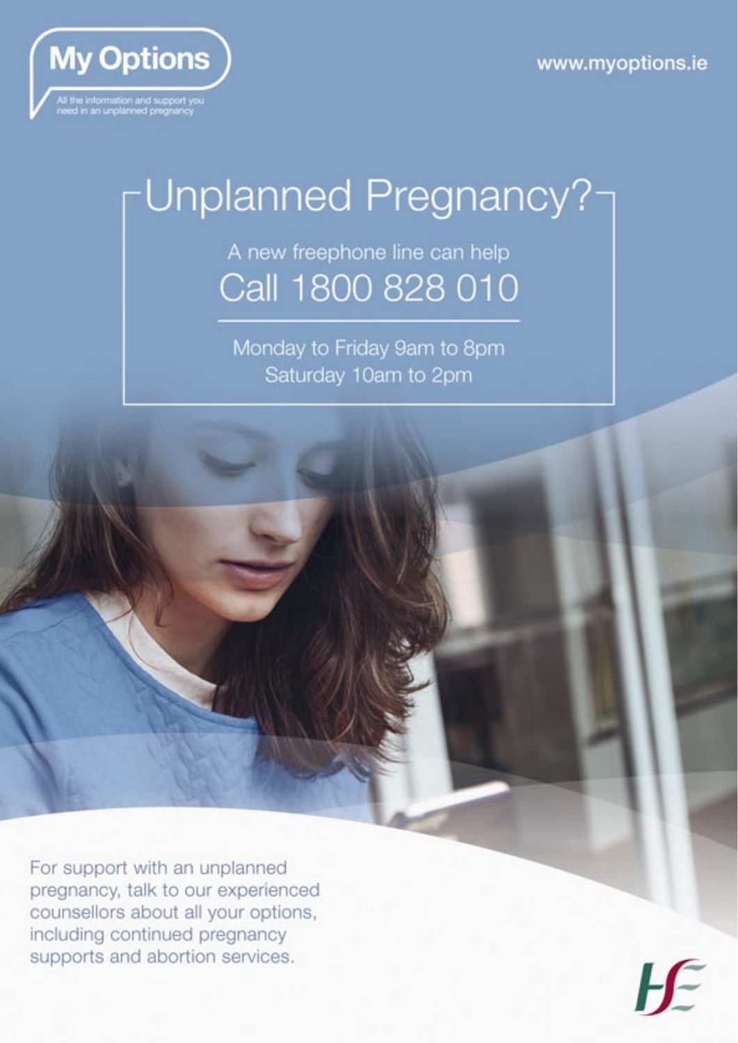**My Options**

All the information and support you need in an unplanned pregnancy

www.myoptions.ie

# Unplanned Pregnancy?

A new freephone line can help

## Call 1800 828 010

Monday to Friday 9am to 8pm
Saturday 10am to 2pm

For support with an unplanned pregnancy, talk to our experienced counsellors about all your options, including continued pregnancy supports and abortion services.